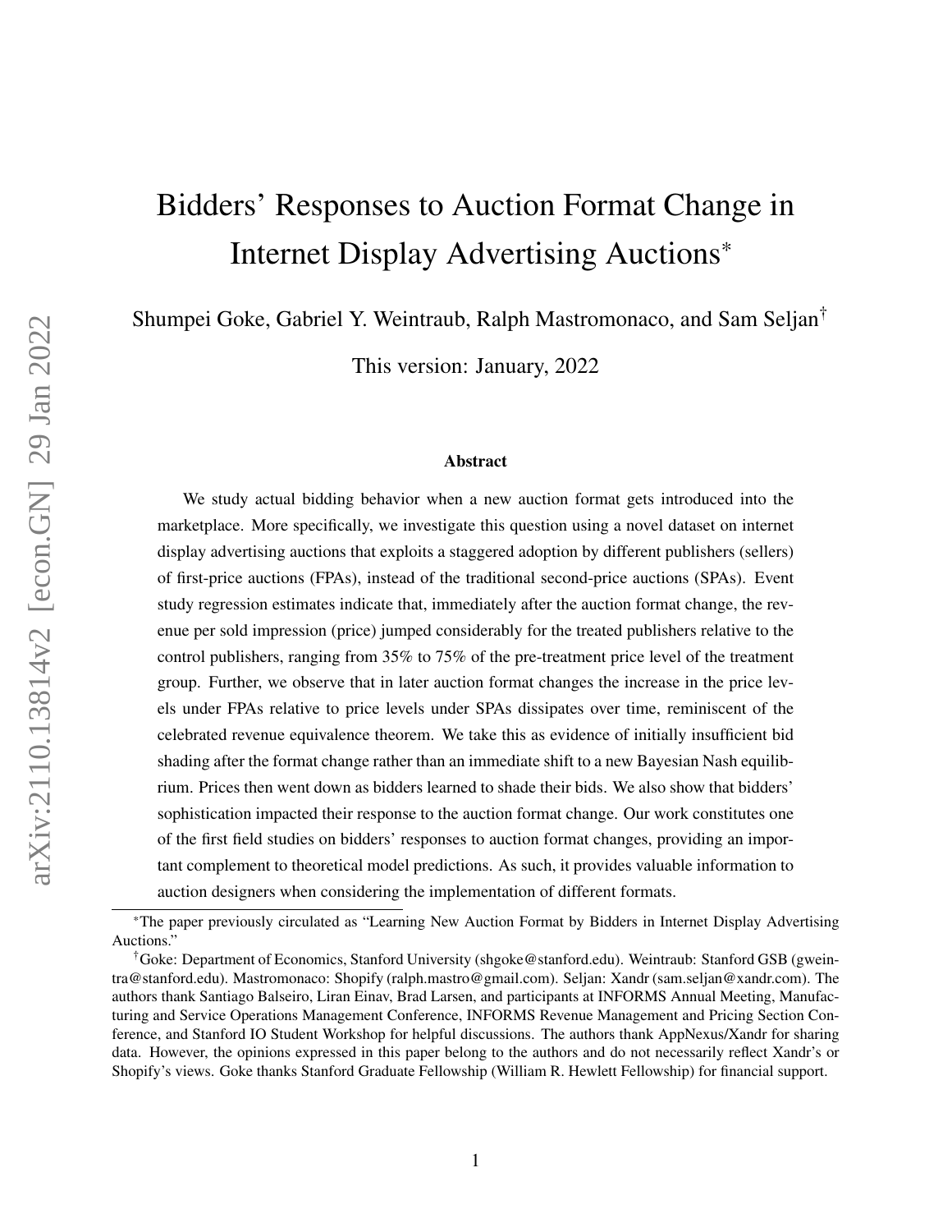# Bidders' Responses to Auction Format Change in Internet Display Advertising Auctions*

Shumpei Goke, Gabriel Y. Weintraub, Ralph Mastromonaco, and Sam Seljan†

This version: January, 2022

### Abstract

We study actual bidding behavior when a new auction format gets introduced into the marketplace. More specifically, we investigate this question using a novel dataset on internet display advertising auctions that exploits a staggered adoption by different publishers (sellers) of first-price auctions (FPAs), instead of the traditional second-price auctions (SPAs). Event study regression estimates indicate that, immediately after the auction format change, the revenue per sold impression (price) jumped considerably for the treated publishers relative to the control publishers, ranging from 35% to 75% of the pre-treatment price level of the treatment group. Further, we observe that in later auction format changes the increase in the price levels under FPAs relative to price levels under SPAs dissipates over time, reminiscent of the celebrated revenue equivalence theorem. We take this as evidence of initially insufficient bid shading after the format change rather than an immediate shift to a new Bayesian Nash equilibrium. Prices then went down as bidders learned to shade their bids. We also show that bidders' sophistication impacted their response to the auction format change. Our work constitutes one of the first field studies on bidders' responses to auction format changes, providing an important complement to theoretical model predictions. As such, it provides valuable information to auction designers when considering the implementation of different formats.

---

*The paper previously circulated as "Learning New Auction Format by Bidders in Internet Display Advertising Auctions."

†Goke: Department of Economics, Stanford University (shgoke@stanford.edu). Weintraub: Stanford GSB (gweintra@stanford.edu). Mastromonaco: Shopify (ralph.mastro@gmail.com). Seljan: Xandr (sam.seljan@xandr.com). The authors thank Santiago Balseiro, Liran Einav, Brad Larsen, and participants at INFORMS Annual Meeting, Manufacturing and Service Operations Management Conference, INFORMS Revenue Management and Pricing Section Conference, and Stanford IO Student Workshop for helpful discussions. The authors thank AppNexus/Xandr for sharing data. However, the opinions expressed in this paper belong to the authors and do not necessarily reflect Xandr's or Shopify's views. Goke thanks Stanford Graduate Fellowship (William R. Hewlett Fellowship) for financial support.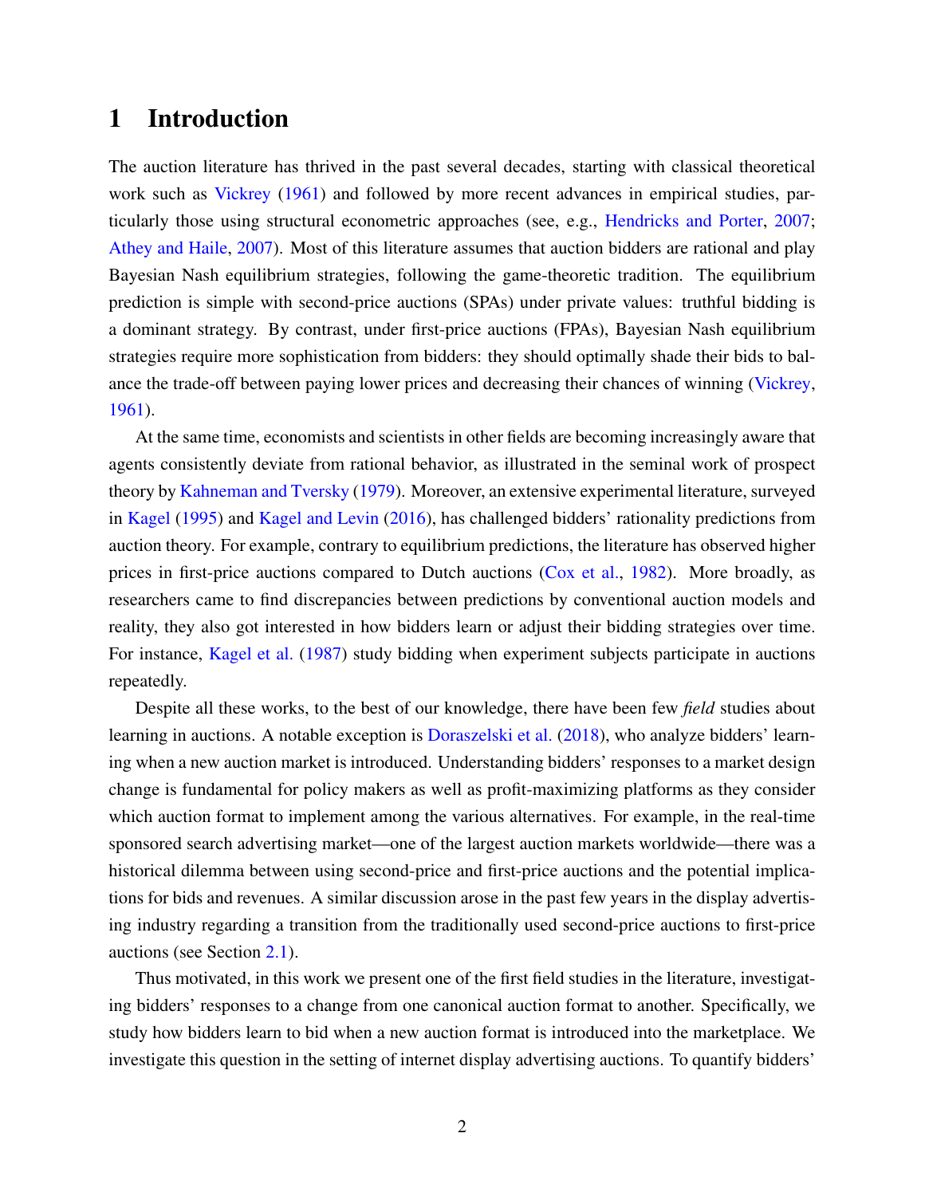# 1 Introduction

The auction literature has thrived in the past several decades, starting with classical theoretical work such as Vickrey (1961) and followed by more recent advances in empirical studies, particularly those using structural econometric approaches (see, e.g., Hendricks and Porter, 2007; Athey and Haile, 2007). Most of this literature assumes that auction bidders are rational and play Bayesian Nash equilibrium strategies, following the game-theoretic tradition. The equilibrium prediction is simple with second-price auctions (SPAs) under private values: truthful bidding is a dominant strategy. By contrast, under first-price auctions (FPAs), Bayesian Nash equilibrium strategies require more sophistication from bidders: they should optimally shade their bids to balance the trade-off between paying lower prices and decreasing their chances of winning (Vickrey, 1961).

At the same time, economists and scientists in other fields are becoming increasingly aware that agents consistently deviate from rational behavior, as illustrated in the seminal work of prospect theory by Kahneman and Tversky (1979). Moreover, an extensive experimental literature, surveyed in Kagel (1995) and Kagel and Levin (2016), has challenged bidders' rationality predictions from auction theory. For example, contrary to equilibrium predictions, the literature has observed higher prices in first-price auctions compared to Dutch auctions (Cox et al., 1982). More broadly, as researchers came to find discrepancies between predictions by conventional auction models and reality, they also got interested in how bidders learn or adjust their bidding strategies over time. For instance, Kagel et al. (1987) study bidding when experiment subjects participate in auctions repeatedly.

Despite all these works, to the best of our knowledge, there have been few *field* studies about learning in auctions. A notable exception is Doraszelski et al. (2018), who analyze bidders' learning when a new auction market is introduced. Understanding bidders' responses to a market design change is fundamental for policy makers as well as profit-maximizing platforms as they consider which auction format to implement among the various alternatives. For example, in the real-time sponsored search advertising market—one of the largest auction markets worldwide—there was a historical dilemma between using second-price and first-price auctions and the potential implications for bids and revenues. A similar discussion arose in the past few years in the display advertising industry regarding a transition from the traditionally used second-price auctions to first-price auctions (see Section 2.1).

Thus motivated, in this work we present one of the first field studies in the literature, investigating bidders' responses to a change from one canonical auction format to another. Specifically, we study how bidders learn to bid when a new auction format is introduced into the marketplace. We investigate this question in the setting of internet display advertising auctions. To quantify bidders'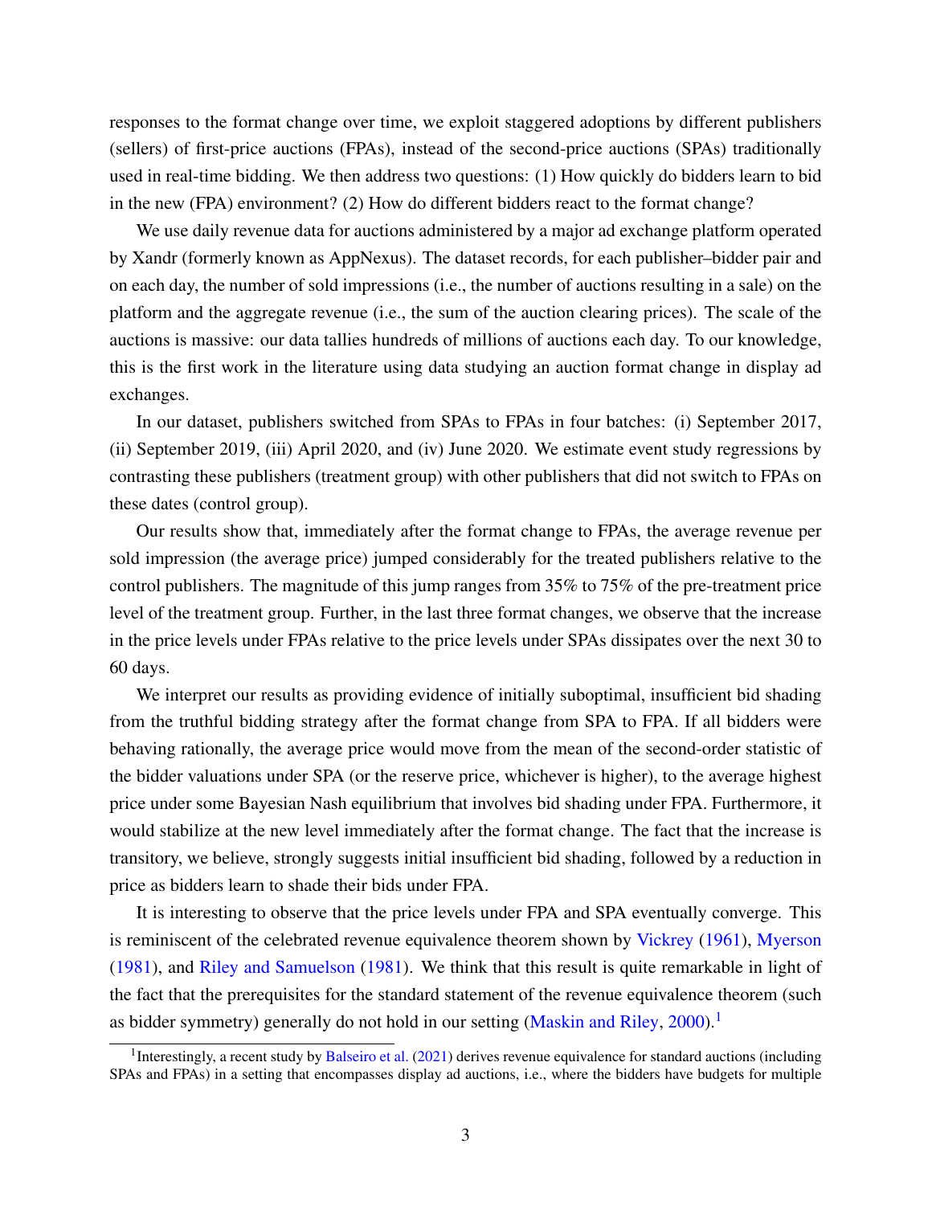responses to the format change over time, we exploit staggered adoptions by different publishers (sellers) of first-price auctions (FPAs), instead of the second-price auctions (SPAs) traditionally used in real-time bidding. We then address two questions: (1) How quickly do bidders learn to bid in the new (FPA) environment? (2) How do different bidders react to the format change?

We use daily revenue data for auctions administered by a major ad exchange platform operated by Xandr (formerly known as AppNexus). The dataset records, for each publisher–bidder pair and on each day, the number of sold impressions (i.e., the number of auctions resulting in a sale) on the platform and the aggregate revenue (i.e., the sum of the auction clearing prices). The scale of the auctions is massive: our data tallies hundreds of millions of auctions each day. To our knowledge, this is the first work in the literature using data studying an auction format change in display ad exchanges.

In our dataset, publishers switched from SPAs to FPAs in four batches: (i) September 2017, (ii) September 2019, (iii) April 2020, and (iv) June 2020. We estimate event study regressions by contrasting these publishers (treatment group) with other publishers that did not switch to FPAs on these dates (control group).

Our results show that, immediately after the format change to FPAs, the average revenue per sold impression (the average price) jumped considerably for the treated publishers relative to the control publishers. The magnitude of this jump ranges from 35% to 75% of the pre-treatment price level of the treatment group. Further, in the last three format changes, we observe that the increase in the price levels under FPAs relative to the price levels under SPAs dissipates over the next 30 to 60 days.

We interpret our results as providing evidence of initially suboptimal, insufficient bid shading from the truthful bidding strategy after the format change from SPA to FPA. If all bidders were behaving rationally, the average price would move from the mean of the second-order statistic of the bidder valuations under SPA (or the reserve price, whichever is higher), to the average highest price under some Bayesian Nash equilibrium that involves bid shading under FPA. Furthermore, it would stabilize at the new level immediately after the format change. The fact that the increase is transitory, we believe, strongly suggests initial insufficient bid shading, followed by a reduction in price as bidders learn to shade their bids under FPA.

It is interesting to observe that the price levels under FPA and SPA eventually converge. This is reminiscent of the celebrated revenue equivalence theorem shown by Vickrey (1961), Myerson (1981), and Riley and Samuelson (1981). We think that this result is quite remarkable in light of the fact that the prerequisites for the standard statement of the revenue equivalence theorem (such as bidder symmetry) generally do not hold in our setting (Maskin and Riley, 2000).[1]

[1] Interestingly, a recent study by Balseiro et al. (2021) derives revenue equivalence for standard auctions (including SPAs and FPAs) in a setting that encompasses display ad auctions, i.e., where the bidders have budgets for multiple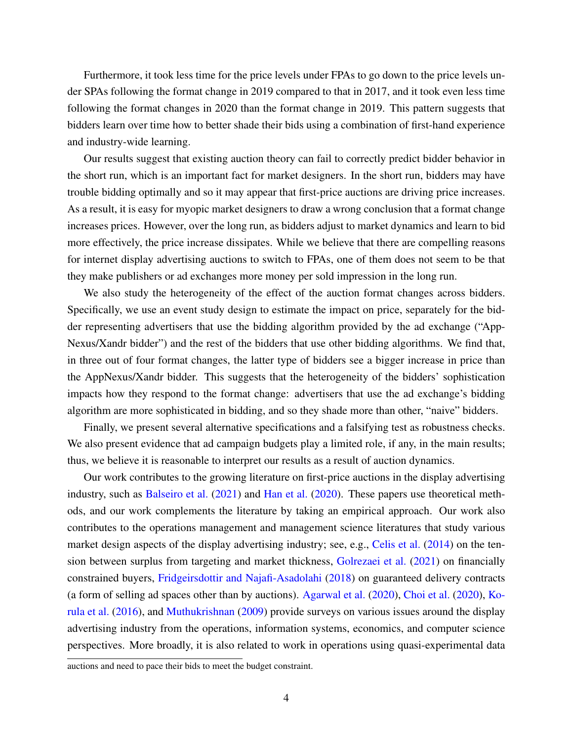Furthermore, it took less time for the price levels under FPAs to go down to the price levels under SPAs following the format change in 2019 compared to that in 2017, and it took even less time following the format changes in 2020 than the format change in 2019. This pattern suggests that bidders learn over time how to better shade their bids using a combination of first-hand experience and industry-wide learning.

Our results suggest that existing auction theory can fail to correctly predict bidder behavior in the short run, which is an important fact for market designers. In the short run, bidders may have trouble bidding optimally and so it may appear that first-price auctions are driving price increases. As a result, it is easy for myopic market designers to draw a wrong conclusion that a format change increases prices. However, over the long run, as bidders adjust to market dynamics and learn to bid more effectively, the price increase dissipates. While we believe that there are compelling reasons for internet display advertising auctions to switch to FPAs, one of them does not seem to be that they make publishers or ad exchanges more money per sold impression in the long run.

We also study the heterogeneity of the effect of the auction format changes across bidders. Specifically, we use an event study design to estimate the impact on price, separately for the bidder representing advertisers that use the bidding algorithm provided by the ad exchange ("AppNexus/Xandr bidder") and the rest of the bidders that use other bidding algorithms. We find that, in three out of four format changes, the latter type of bidders see a bigger increase in price than the AppNexus/Xandr bidder. This suggests that the heterogeneity of the bidders' sophistication impacts how they respond to the format change: advertisers that use the ad exchange's bidding algorithm are more sophisticated in bidding, and so they shade more than other, "naive" bidders.

Finally, we present several alternative specifications and a falsifying test as robustness checks. We also present evidence that ad campaign budgets play a limited role, if any, in the main results; thus, we believe it is reasonable to interpret our results as a result of auction dynamics.

Our work contributes to the growing literature on first-price auctions in the display advertising industry, such as Balseiro et al. (2021) and Han et al. (2020). These papers use theoretical methods, and our work complements the literature by taking an empirical approach. Our work also contributes to the operations management and management science literatures that study various market design aspects of the display advertising industry; see, e.g., Celis et al. (2014) on the tension between surplus from targeting and market thickness, Golrezaei et al. (2021) on financially constrained buyers, Fridgeirsdottir and Najafi-Asadolahi (2018) on guaranteed delivery contracts (a form of selling ad spaces other than by auctions). Agarwal et al. (2020), Choi et al. (2020), Korula et al. (2016), and Muthukrishnan (2009) provide surveys on various issues around the display advertising industry from the operations, information systems, economics, and computer science perspectives. More broadly, it is also related to work in operations using quasi-experimental data

auctions and need to pace their bids to meet the budget constraint.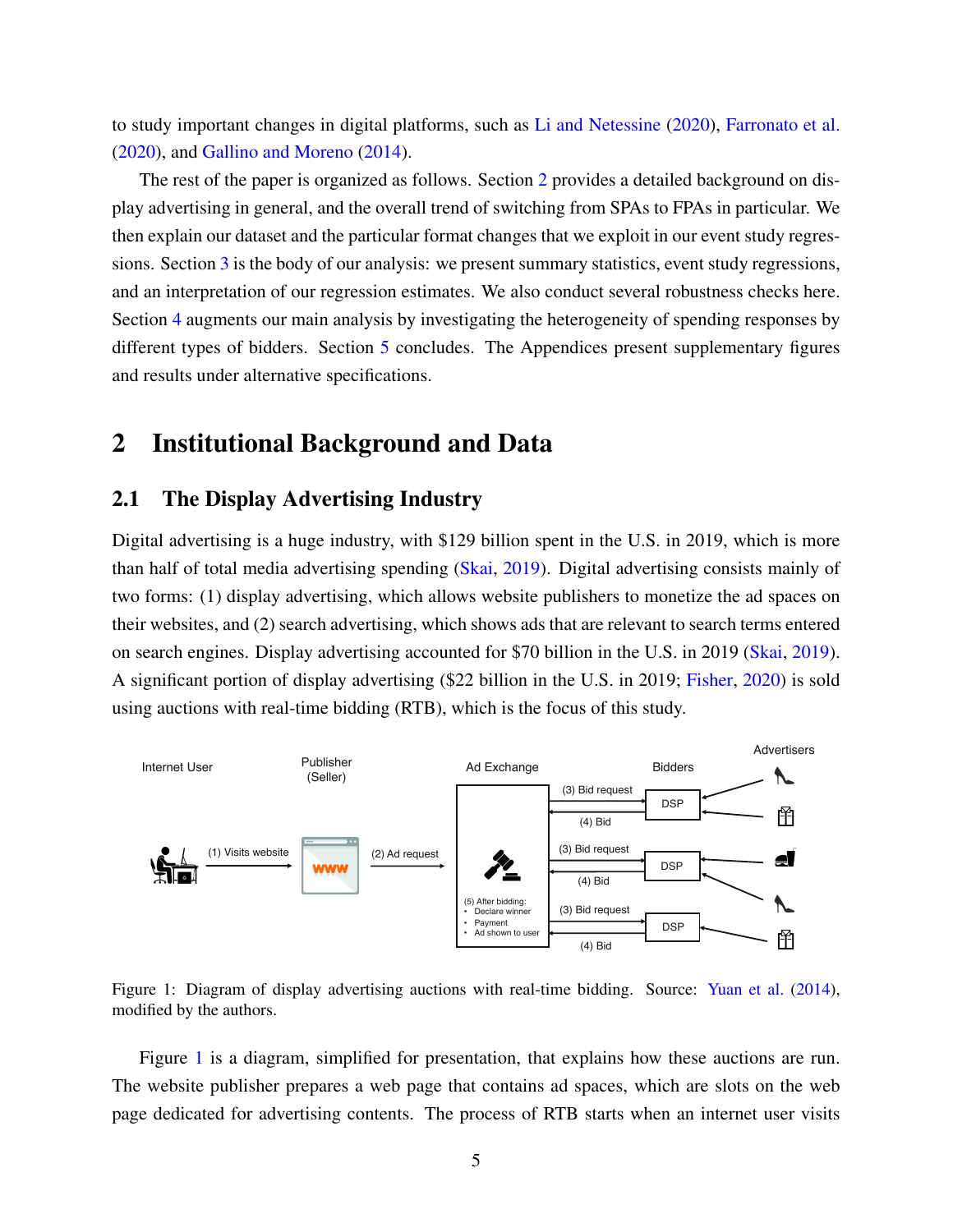to study important changes in digital platforms, such as Li and Netessine (2020), Farronato et al. (2020), and Gallino and Moreno (2014).

The rest of the paper is organized as follows. Section 2 provides a detailed background on display advertising in general, and the overall trend of switching from SPAs to FPAs in particular. We then explain our dataset and the particular format changes that we exploit in our event study regressions. Section 3 is the body of our analysis: we present summary statistics, event study regressions, and an interpretation of our regression estimates. We also conduct several robustness checks here. Section 4 augments our main analysis by investigating the heterogeneity of spending responses by different types of bidders. Section 5 concludes. The Appendices present supplementary figures and results under alternative specifications.

## 2 Institutional Background and Data

### 2.1 The Display Advertising Industry

Digital advertising is a huge industry, with $129 billion spent in the U.S. in 2019, which is more than half of total media advertising spending (Skai, 2019). Digital advertising consists mainly of two forms: (1) display advertising, which allows website publishers to monetize the ad spaces on their websites, and (2) search advertising, which shows ads that are relevant to search terms entered on search engines. Display advertising accounted for $70 billion in the U.S. in 2019 (Skai, 2019). A significant portion of display advertising ($22 billion in the U.S. in 2019; Fisher, 2020) is sold using auctions with real-time bidding (RTB), which is the focus of this study.

Figure 1: Diagram of display advertising auctions with real-time bidding. Source: Yuan et al. (2014), modified by the authors.

Figure 1 is a diagram, simplified for presentation, that explains how these auctions are run. The website publisher prepares a web page that contains ad spaces, which are slots on the web page dedicated for advertising contents. The process of RTB starts when an internet user visits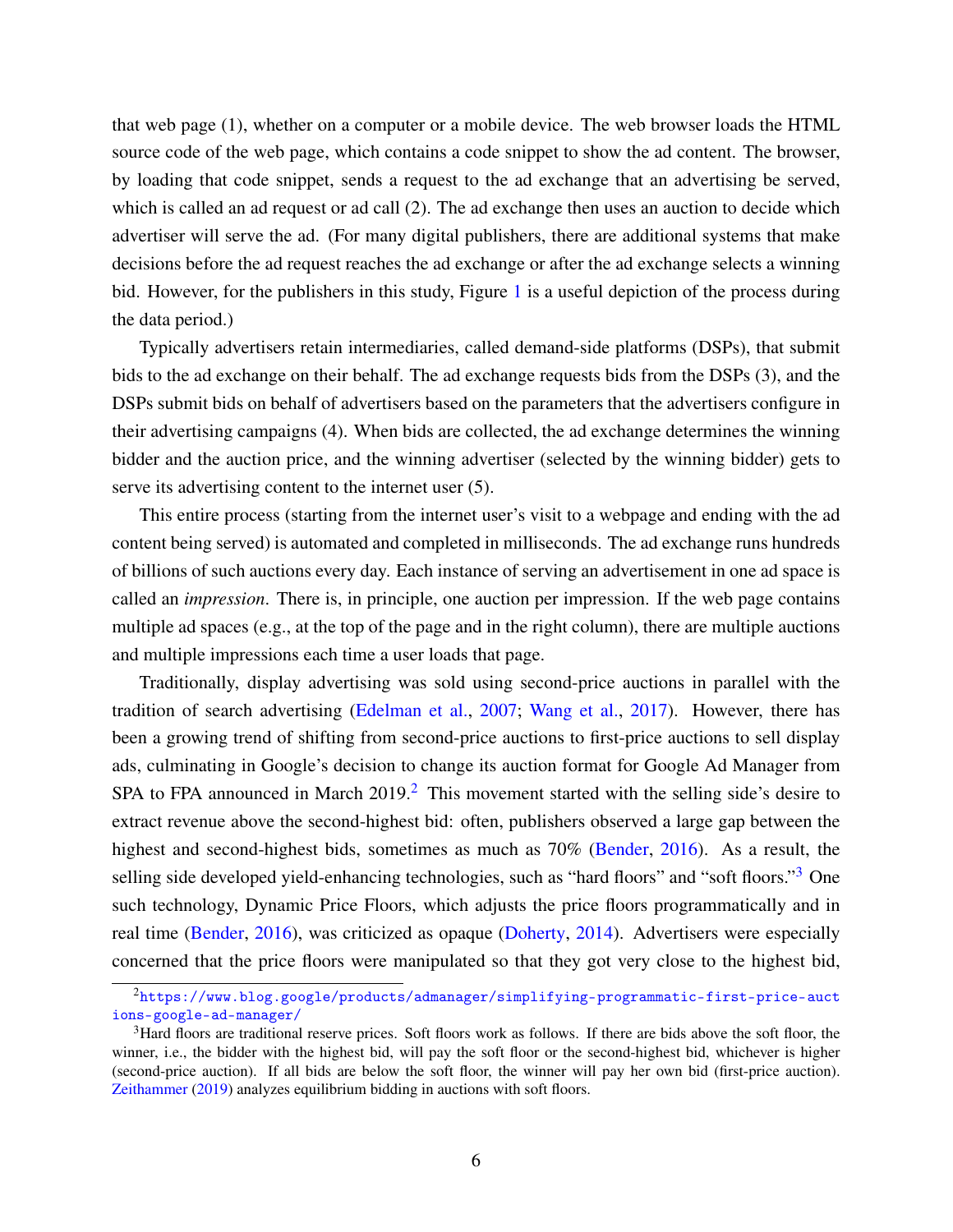that web page (1), whether on a computer or a mobile device. The web browser loads the HTML source code of the web page, which contains a code snippet to show the ad content. The browser, by loading that code snippet, sends a request to the ad exchange that an advertising be served, which is called an ad request or ad call (2). The ad exchange then uses an auction to decide which advertiser will serve the ad. (For many digital publishers, there are additional systems that make decisions before the ad request reaches the ad exchange or after the ad exchange selects a winning bid. However, for the publishers in this study, Figure 1 is a useful depiction of the process during the data period.)

Typically advertisers retain intermediaries, called demand-side platforms (DSPs), that submit bids to the ad exchange on their behalf. The ad exchange requests bids from the DSPs (3), and the DSPs submit bids on behalf of advertisers based on the parameters that the advertisers configure in their advertising campaigns (4). When bids are collected, the ad exchange determines the winning bidder and the auction price, and the winning advertiser (selected by the winning bidder) gets to serve its advertising content to the internet user (5).

This entire process (starting from the internet user's visit to a webpage and ending with the ad content being served) is automated and completed in milliseconds. The ad exchange runs hundreds of billions of such auctions every day. Each instance of serving an advertisement in one ad space is called an *impression*. There is, in principle, one auction per impression. If the web page contains multiple ad spaces (e.g., at the top of the page and in the right column), there are multiple auctions and multiple impressions each time a user loads that page.

Traditionally, display advertising was sold using second-price auctions in parallel with the tradition of search advertising (Edelman et al., 2007; Wang et al., 2017). However, there has been a growing trend of shifting from second-price auctions to first-price auctions to sell display ads, culminating in Google's decision to change its auction format for Google Ad Manager from SPA to FPA announced in March 2019.[2] This movement started with the selling side's desire to extract revenue above the second-highest bid: often, publishers observed a large gap between the highest and second-highest bids, sometimes as much as 70% (Bender, 2016). As a result, the selling side developed yield-enhancing technologies, such as "hard floors" and "soft floors."[3] One such technology, Dynamic Price Floors, which adjusts the price floors programmatically and in real time (Bender, 2016), was criticized as opaque (Doherty, 2014). Advertisers were especially concerned that the price floors were manipulated so that they got very close to the highest bid,

[2] https://www.blog.google/products/admanager/simplifying-programmatic-first-price-auctions-google-ad-manager/

[3] Hard floors are traditional reserve prices. Soft floors work as follows. If there are bids above the soft floor, the winner, i.e., the bidder with the highest bid, will pay the soft floor or the second-highest bid, whichever is higher (second-price auction). If all bids are below the soft floor, the winner will pay her own bid (first-price auction). Zeithammer (2019) analyzes equilibrium bidding in auctions with soft floors.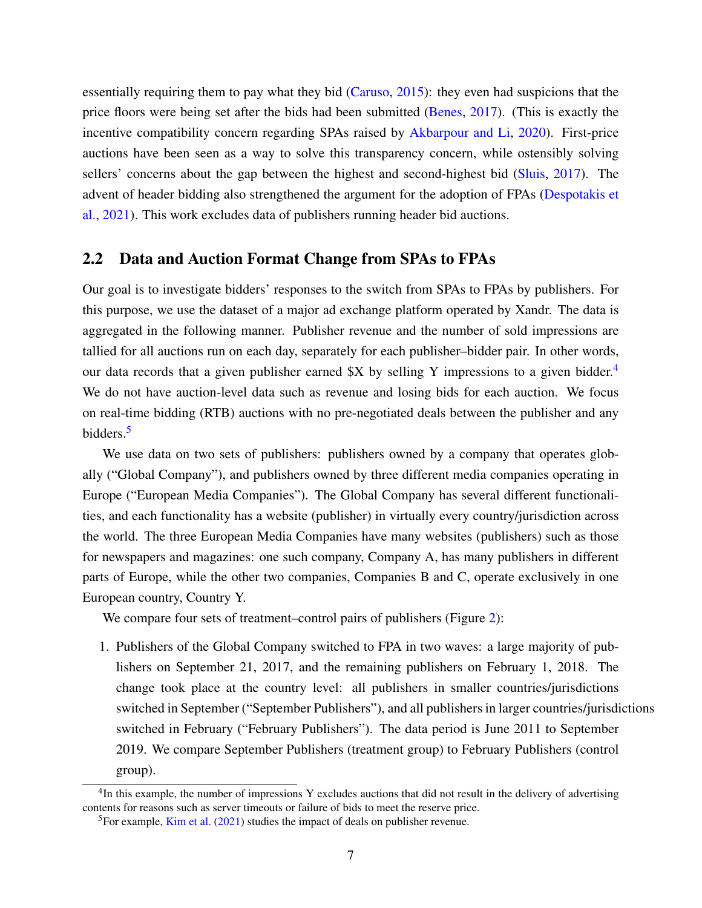essentially requiring them to pay what they bid (Caruso, 2015): they even had suspicions that the price floors were being set after the bids had been submitted (Benes, 2017). (This is exactly the incentive compatibility concern regarding SPAs raised by Akbarpour and Li, 2020). First-price auctions have been seen as a way to solve this transparency concern, while ostensibly solving sellers' concerns about the gap between the highest and second-highest bid (Sluis, 2017). The advent of header bidding also strengthened the argument for the adoption of FPAs (Despotakis et al., 2021). This work excludes data of publishers running header bid auctions.

## 2.2 Data and Auction Format Change from SPAs to FPAs

Our goal is to investigate bidders' responses to the switch from SPAs to FPAs by publishers. For this purpose, we use the dataset of a major ad exchange platform operated by Xandr. The data is aggregated in the following manner. Publisher revenue and the number of sold impressions are tallied for all auctions run on each day, separately for each publisher–bidder pair. In other words, our data records that a given publisher earned $X by selling Y impressions to a given bidder.[4] We do not have auction-level data such as revenue and losing bids for each auction. We focus on real-time bidding (RTB) auctions with no pre-negotiated deals between the publisher and any bidders.[5]

We use data on two sets of publishers: publishers owned by a company that operates globally ("Global Company"), and publishers owned by three different media companies operating in Europe ("European Media Companies"). The Global Company has several different functionalities, and each functionality has a website (publisher) in virtually every country/jurisdiction across the world. The three European Media Companies have many websites (publishers) such as those for newspapers and magazines: one such company, Company A, has many publishers in different parts of Europe, while the other two companies, Companies B and C, operate exclusively in one European country, Country Y.

We compare four sets of treatment–control pairs of publishers (Figure 2):

1. Publishers of the Global Company switched to FPA in two waves: a large majority of publishers on September 21, 2017, and the remaining publishers on February 1, 2018. The change took place at the country level: all publishers in smaller countries/jurisdictions switched in September ("September Publishers"), and all publishers in larger countries/jurisdictions switched in February ("February Publishers"). The data period is June 2011 to September 2019. We compare September Publishers (treatment group) to February Publishers (control group).

[4] In this example, the number of impressions Y excludes auctions that did not result in the delivery of advertising contents for reasons such as server timeouts or failure of bids to meet the reserve price.

[5] For example, Kim et al. (2021) studies the impact of deals on publisher revenue.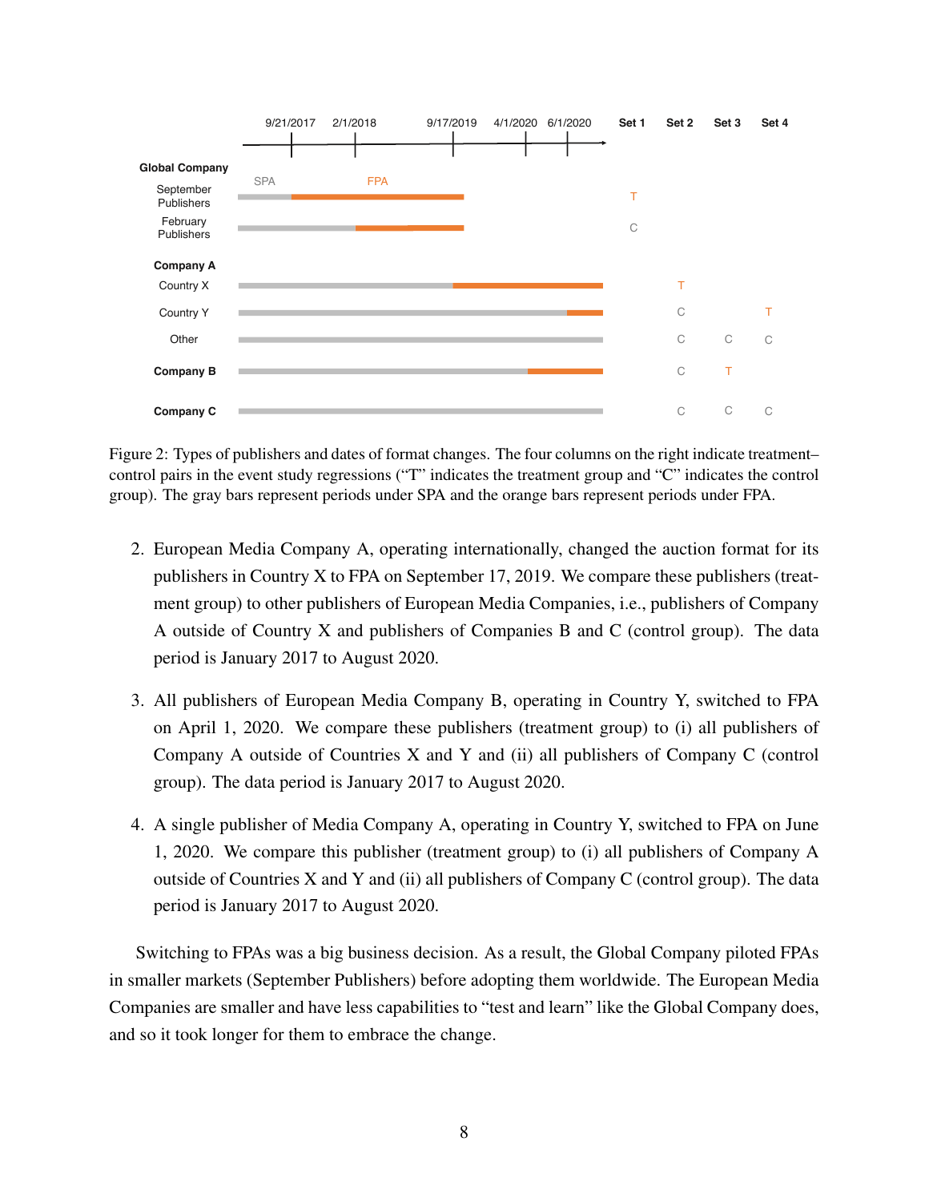Figure 2: Types of publishers and dates of format changes. The four columns on the right indicate treatment–control pairs in the event study regressions ("T" indicates the treatment group and "C" indicates the control group). The gray bars represent periods under SPA and the orange bars represent periods under FPA.

2. European Media Company A, operating internationally, changed the auction format for its publishers in Country X to FPA on September 17, 2019. We compare these publishers (treatment group) to other publishers of European Media Companies, i.e., publishers of Company A outside of Country X and publishers of Companies B and C (control group). The data period is January 2017 to August 2020.

3. All publishers of European Media Company B, operating in Country Y, switched to FPA on April 1, 2020. We compare these publishers (treatment group) to (i) all publishers of Company A outside of Countries X and Y and (ii) all publishers of Company C (control group). The data period is January 2017 to August 2020.

4. A single publisher of Media Company A, operating in Country Y, switched to FPA on June 1, 2020. We compare this publisher (treatment group) to (i) all publishers of Company A outside of Countries X and Y and (ii) all publishers of Company C (control group). The data period is January 2017 to August 2020.

Switching to FPAs was a big business decision. As a result, the Global Company piloted FPAs in smaller markets (September Publishers) before adopting them worldwide. The European Media Companies are smaller and have less capabilities to "test and learn" like the Global Company does, and so it took longer for them to embrace the change.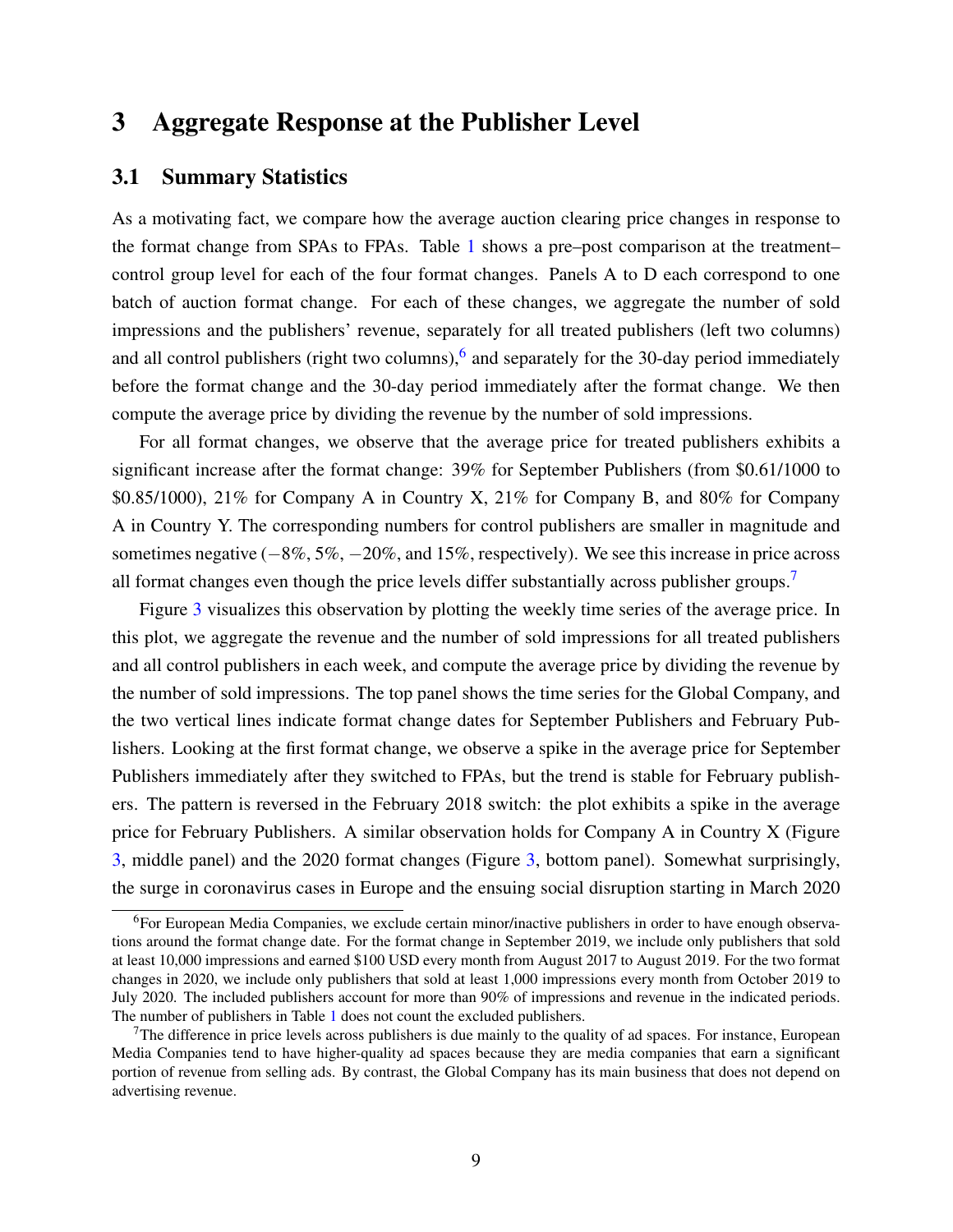// Section 3: Aggregate Response at the Publisher Level
# 3 Aggregate Response at the Publisher Level

## 3.1 Summary Statistics

As a motivating fact, we compare how the average auction clearing price changes in response to the format change from SPAs to FPAs. Table 1 shows a pre–post comparison at the treatment–control group level for each of the four format changes. Panels A to D each correspond to one batch of auction format change. For each of these changes, we aggregate the number of sold impressions and the publishers' revenue, separately for all treated publishers (left two columns) and all control publishers (right two columns),[6] and separately for the 30-day period immediately before the format change and the 30-day period immediately after the format change. We then compute the average price by dividing the revenue by the number of sold impressions.

For all format changes, we observe that the average price for treated publishers exhibits a significant increase after the format change: 39% for September Publishers (from \$0.61/1000 to \$0.85/1000), 21% for Company A in Country X, 21% for Company B, and 80% for Company A in Country Y. The corresponding numbers for control publishers are smaller in magnitude and sometimes negative ($-8\%$, 5%, $-20\%$, and 15%, respectively). We see this increase in price across all format changes even though the price levels differ substantially across publisher groups.[7]

Figure 3 visualizes this observation by plotting the weekly time series of the average price. In this plot, we aggregate the revenue and the number of sold impressions for all treated publishers and all control publishers in each week, and compute the average price by dividing the revenue by the number of sold impressions. The top panel shows the time series for the Global Company, and the two vertical lines indicate format change dates for September Publishers and February Publishers. Looking at the first format change, we observe a spike in the average price for September Publishers immediately after they switched to FPAs, but the trend is stable for February publishers. The pattern is reversed in the February 2018 switch: the plot exhibits a spike in the average price for February Publishers. A similar observation holds for Company A in Country X (Figure 3, middle panel) and the 2020 format changes (Figure 3, bottom panel). Somewhat surprisingly, the surge in coronavirus cases in Europe and the ensuing social disruption starting in March 2020

[6] For European Media Companies, we exclude certain minor/inactive publishers in order to have enough observations around the format change date. For the format change in September 2019, we include only publishers that sold at least 10,000 impressions and earned \$100 USD every month from August 2017 to August 2019. For the two format changes in 2020, we include only publishers that sold at least 1,000 impressions every month from October 2019 to July 2020. The included publishers account for more than 90% of impressions and revenue in the indicated periods. The number of publishers in Table 1 does not count the excluded publishers.

[7] The difference in price levels across publishers is due mainly to the quality of ad spaces. For instance, European Media Companies tend to have higher-quality ad spaces because they are media companies that earn a significant portion of revenue from selling ads. By contrast, the Global Company has its main business that does not depend on advertising revenue.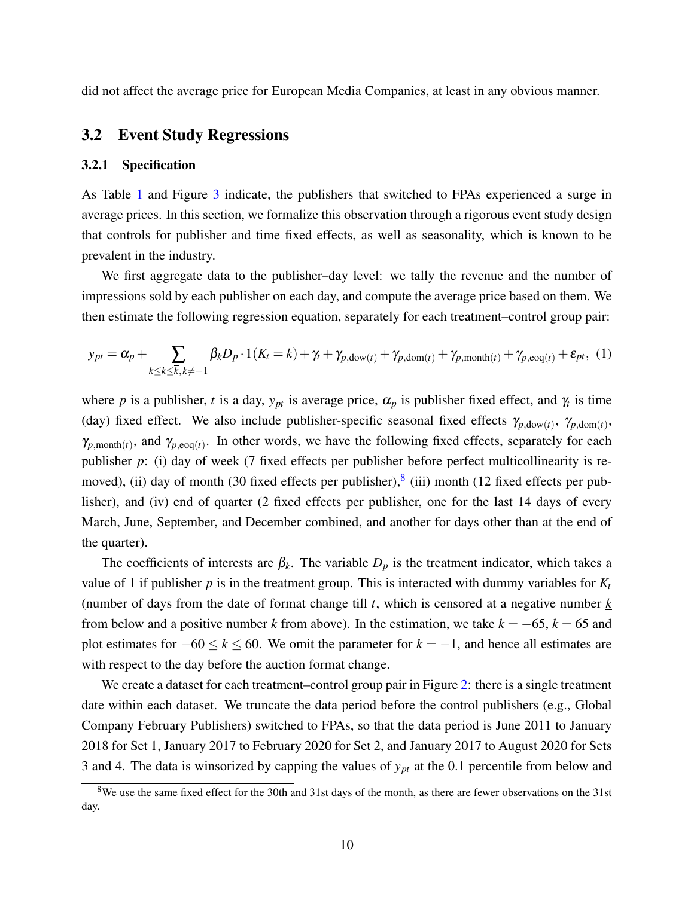did not affect the average price for European Media Companies, at least in any obvious manner.

## 3.2 Event Study Regressions

### 3.2.1 Specification

As Table 1 and Figure 3 indicate, the publishers that switched to FPAs experienced a surge in average prices. In this section, we formalize this observation through a rigorous event study design that controls for publisher and time fixed effects, as well as seasonality, which is known to be prevalent in the industry.

We first aggregate data to the publisher–day level: we tally the revenue and the number of impressions sold by each publisher on each day, and compute the average price based on them. We then estimate the following regression equation, separately for each treatment–control group pair:

$$y_{pt} = \alpha_p + \sum_{\underline{k} \leq k \leq \overline{k}, k \neq -1} \beta_k D_p \cdot 1(K_t = k) + \gamma_t + \gamma_{p,\text{dow}(t)} + \gamma_{p,\text{dom}(t)} + \gamma_{p,\text{month}(t)} + \gamma_{p,\text{eoq}(t)} + \varepsilon_{pt}, \quad (1)$$

where $p$ is a publisher, $t$ is a day, $y_{pt}$ is average price, $\alpha_p$ is publisher fixed effect, and $\gamma_t$ is time (day) fixed effect. We also include publisher-specific seasonal fixed effects $\gamma_{p,\text{dow}(t)}$, $\gamma_{p,\text{dom}(t)}$, $\gamma_{p,\text{month}(t)}$, and $\gamma_{p,\text{eoq}(t)}$. In other words, we have the following fixed effects, separately for each publisher $p$: (i) day of week (7 fixed effects per publisher before perfect multicollinearity is removed), (ii) day of month (30 fixed effects per publisher),[8] (iii) month (12 fixed effects per publisher), and (iv) end of quarter (2 fixed effects per publisher, one for the last 14 days of every March, June, September, and December combined, and another for days other than at the end of the quarter).

The coefficients of interests are $\beta_k$. The variable $D_p$ is the treatment indicator, which takes a value of 1 if publisher $p$ is in the treatment group. This is interacted with dummy variables for $K_t$ (number of days from the date of format change till $t$, which is censored at a negative number $\underline{k}$ from below and a positive number $\overline{k}$ from above). In the estimation, we take $\underline{k} = -65$, $\overline{k} = 65$ and plot estimates for $-60 \leq k \leq 60$. We omit the parameter for $k = -1$, and hence all estimates are with respect to the day before the auction format change.

We create a dataset for each treatment–control group pair in Figure 2: there is a single treatment date within each dataset. We truncate the data period before the control publishers (e.g., Global Company February Publishers) switched to FPAs, so that the data period is June 2011 to January 2018 for Set 1, January 2017 to February 2020 for Set 2, and January 2017 to August 2020 for Sets 3 and 4. The data is winsorized by capping the values of $y_{pt}$ at the 0.1 percentile from below and

[8] We use the same fixed effect for the 30th and 31st days of the month, as there are fewer observations on the 31st day.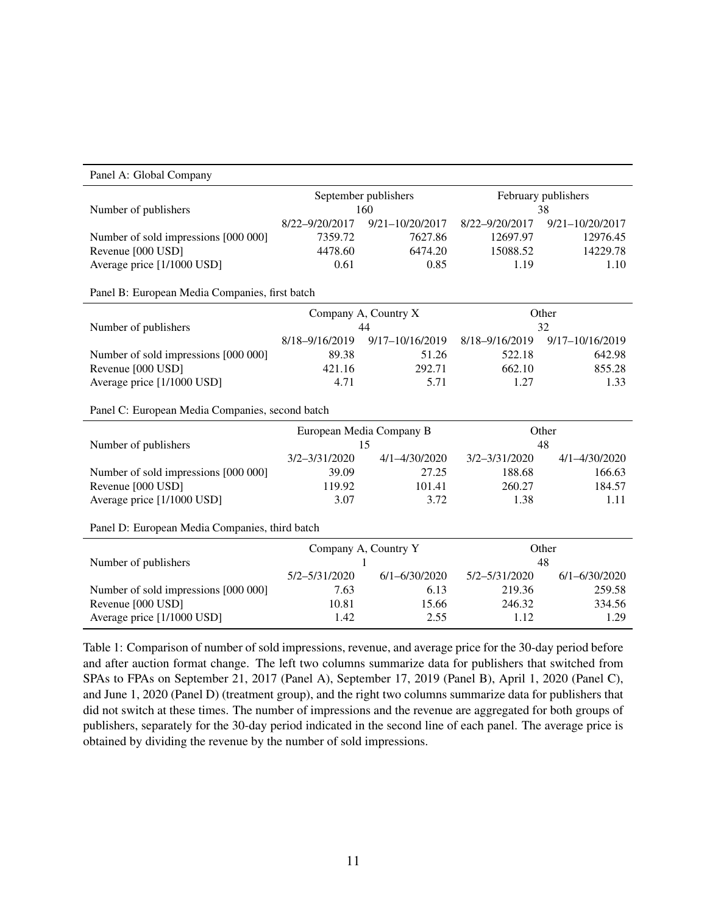Panel A: Global Company

| | September publishers | | February publishers | |
|---|---|---|---|---|
| Number of publishers | 160 | | 38 | |
| | 8/22–9/20/2017 | 9/21–10/20/2017 | 8/22–9/20/2017 | 9/21–10/20/2017 |
| Number of sold impressions [000 000] | 7359.72 | 7627.86 | 12697.97 | 12976.45 |
| Revenue [000 USD] | 4478.60 | 6474.20 | 15088.52 | 14229.78 |
| Average price [1/1000 USD] | 0.61 | 0.85 | 1.19 | 1.10 |

Panel B: European Media Companies, first batch

| | Company A, Country X | | Other | |
|---|---|---|---|---|
| Number of publishers | 44 | | 32 | |
| | 8/18–9/16/2019 | 9/17–10/16/2019 | 8/18–9/16/2019 | 9/17–10/16/2019 |
| Number of sold impressions [000 000] | 89.38 | 51.26 | 522.18 | 642.98 |
| Revenue [000 USD] | 421.16 | 292.71 | 662.10 | 855.28 |
| Average price [1/1000 USD] | 4.71 | 5.71 | 1.27 | 1.33 |

Panel C: European Media Companies, second batch

| | European Media Company B | | Other | |
|---|---|---|---|---|
| Number of publishers | 15 | | 48 | |
| | 3/2–3/31/2020 | 4/1–4/30/2020 | 3/2–3/31/2020 | 4/1–4/30/2020 |
| Number of sold impressions [000 000] | 39.09 | 27.25 | 188.68 | 166.63 |
| Revenue [000 USD] | 119.92 | 101.41 | 260.27 | 184.57 |
| Average price [1/1000 USD] | 3.07 | 3.72 | 1.38 | 1.11 |

Panel D: European Media Companies, third batch

| | Company A, Country Y | | Other | |
|---|---|---|---|---|
| Number of publishers | 1 | | 48 | |
| | 5/2–5/31/2020 | 6/1–6/30/2020 | 5/2–5/31/2020 | 6/1–6/30/2020 |
| Number of sold impressions [000 000] | 7.63 | 6.13 | 219.36 | 259.58 |
| Revenue [000 USD] | 10.81 | 15.66 | 246.32 | 334.56 |
| Average price [1/1000 USD] | 1.42 | 2.55 | 1.12 | 1.29 |

Table 1: Comparison of number of sold impressions, revenue, and average price for the 30-day period before and after auction format change. The left two columns summarize data for publishers that switched from SPAs to FPAs on September 21, 2017 (Panel A), September 17, 2019 (Panel B), April 1, 2020 (Panel C), and June 1, 2020 (Panel D) (treatment group), and the right two columns summarize data for publishers that did not switch at these times. The number of impressions and the revenue are aggregated for both groups of publishers, separately for the 30-day period indicated in the second line of each panel. The average price is obtained by dividing the revenue by the number of sold impressions.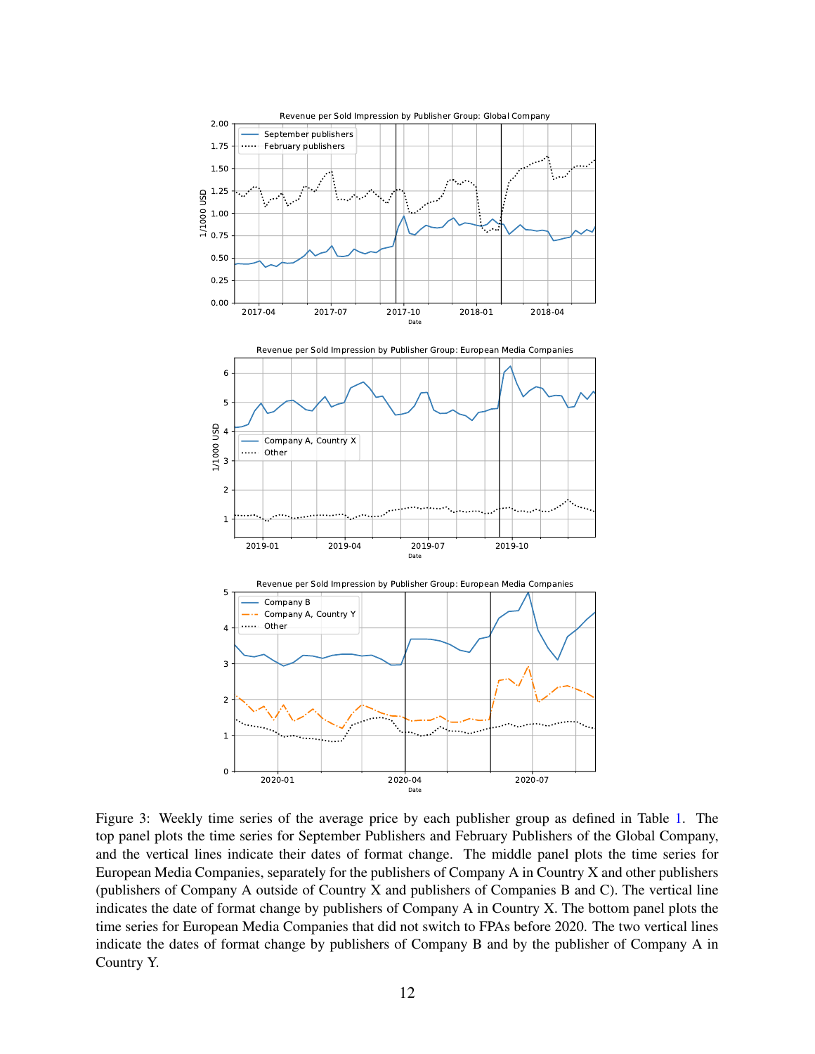Figure 3: Weekly time series of the average price by each publisher group as defined in Table 1. The top panel plots the time series for September Publishers and February Publishers of the Global Company, and the vertical lines indicate their dates of format change. The middle panel plots the time series for European Media Companies, separately for the publishers of Company A in Country X and other publishers (publishers of Company A outside of Country X and publishers of Companies B and C). The vertical line indicates the date of format change by publishers of Company A in Country X. The bottom panel plots the time series for European Media Companies that did not switch to FPAs before 2020. The two vertical lines indicate the dates of format change by publishers of Company B and by the publisher of Company A in Country Y.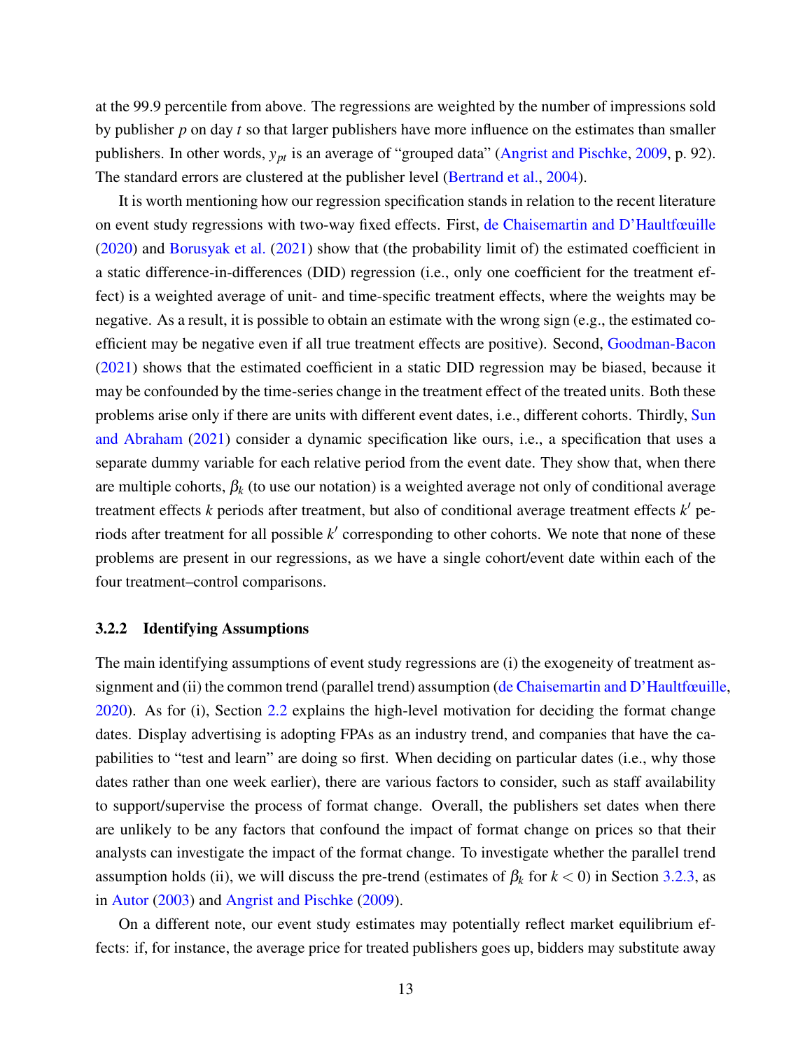at the 99.9 percentile from above. The regressions are weighted by the number of impressions sold by publisher $p$ on day $t$ so that larger publishers have more influence on the estimates than smaller publishers. In other words, $y_{pt}$ is an average of "grouped data" (Angrist and Pischke, 2009, p. 92). The standard errors are clustered at the publisher level (Bertrand et al., 2004).

It is worth mentioning how our regression specification stands in relation to the recent literature on event study regressions with two-way fixed effects. First, de Chaisemartin and D'Haultfœuille (2020) and Borusyak et al. (2021) show that (the probability limit of) the estimated coefficient in a static difference-in-differences (DID) regression (i.e., only one coefficient for the treatment effect) is a weighted average of unit- and time-specific treatment effects, where the weights may be negative. As a result, it is possible to obtain an estimate with the wrong sign (e.g., the estimated coefficient may be negative even if all true treatment effects are positive). Second, Goodman-Bacon (2021) shows that the estimated coefficient in a static DID regression may be biased, because it may be confounded by the time-series change in the treatment effect of the treated units. Both these problems arise only if there are units with different event dates, i.e., different cohorts. Thirdly, Sun and Abraham (2021) consider a dynamic specification like ours, i.e., a specification that uses a separate dummy variable for each relative period from the event date. They show that, when there are multiple cohorts, $\beta_k$ (to use our notation) is a weighted average not only of conditional average treatment effects $k$ periods after treatment, but also of conditional average treatment effects $k'$ periods after treatment for all possible $k'$ corresponding to other cohorts. We note that none of these problems are present in our regressions, as we have a single cohort/event date within each of the four treatment–control comparisons.

### 3.2.2 Identifying Assumptions

The main identifying assumptions of event study regressions are (i) the exogeneity of treatment assignment and (ii) the common trend (parallel trend) assumption (de Chaisemartin and D'Haultfœuille, 2020). As for (i), Section 2.2 explains the high-level motivation for deciding the format change dates. Display advertising is adopting FPAs as an industry trend, and companies that have the capabilities to "test and learn" are doing so first. When deciding on particular dates (i.e., why those dates rather than one week earlier), there are various factors to consider, such as staff availability to support/supervise the process of format change. Overall, the publishers set dates when there are unlikely to be any factors that confound the impact of format change on prices so that their analysts can investigate the impact of the format change. To investigate whether the parallel trend assumption holds (ii), we will discuss the pre-trend (estimates of $\beta_k$ for $k < 0$) in Section 3.2.3, as in Autor (2003) and Angrist and Pischke (2009).

On a different note, our event study estimates may potentially reflect market equilibrium effects: if, for instance, the average price for treated publishers goes up, bidders may substitute away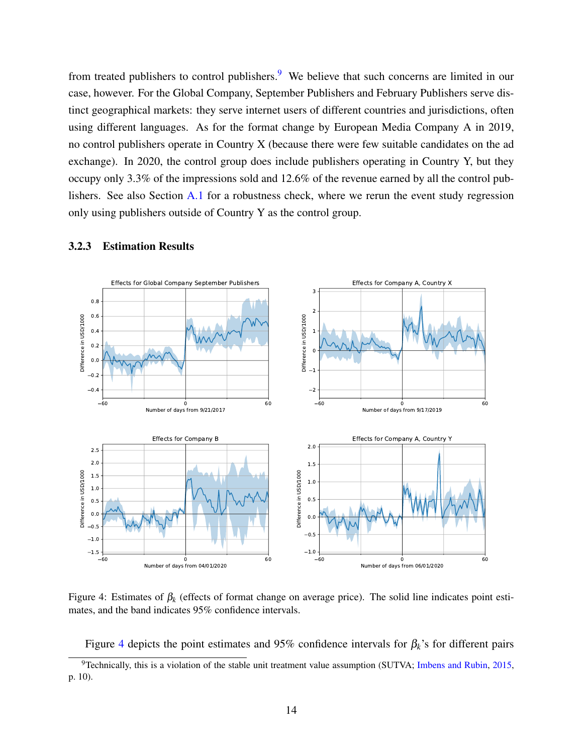from treated publishers to control publishers.[9] We believe that such concerns are limited in our case, however. For the Global Company, September Publishers and February Publishers serve distinct geographical markets: they serve internet users of different countries and jurisdictions, often using different languages. As for the format change by European Media Company A in 2019, no control publishers operate in Country X (because there were few suitable candidates on the ad exchange). In 2020, the control group does include publishers operating in Country Y, but they occupy only 3.3% of the impressions sold and 12.6% of the revenue earned by all the control publishers. See also Section A.1 for a robustness check, where we rerun the event study regression only using publishers outside of Country Y as the control group.

### 3.2.3 Estimation Results

Figure 4: Estimates of $\beta_k$ (effects of format change on average price). The solid line indicates point estimates, and the band indicates 95% confidence intervals.

Figure 4 depicts the point estimates and 95% confidence intervals for $\beta_k$'s for different pairs

[9] Technically, this is a violation of the stable unit treatment value assumption (SUTVA; Imbens and Rubin, 2015, p. 10).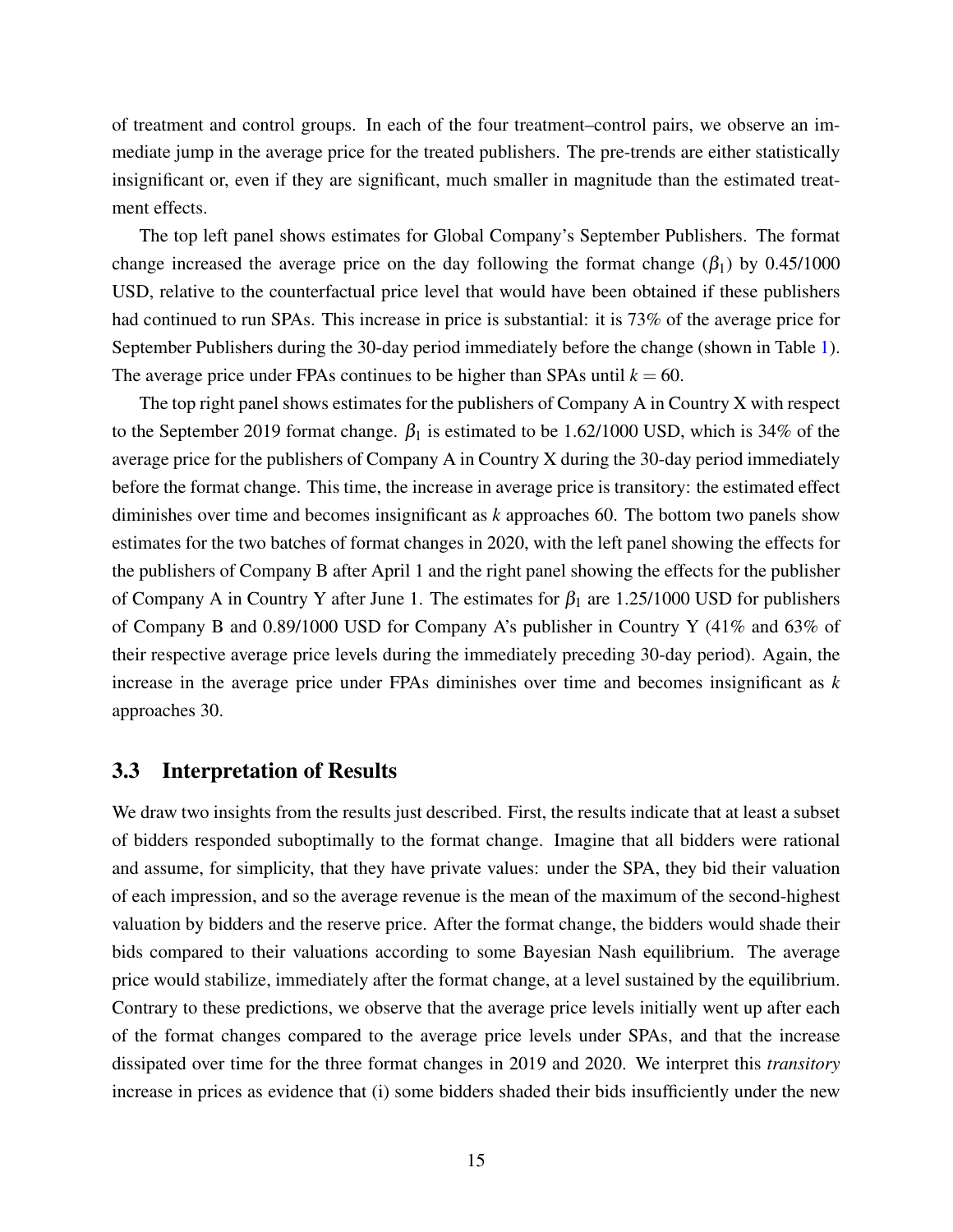of treatment and control groups. In each of the four treatment–control pairs, we observe an immediate jump in the average price for the treated publishers. The pre-trends are either statistically insignificant or, even if they are significant, much smaller in magnitude than the estimated treatment effects.

The top left panel shows estimates for Global Company's September Publishers. The format change increased the average price on the day following the format change ($\beta_1$) by 0.45/1000 USD, relative to the counterfactual price level that would have been obtained if these publishers had continued to run SPAs. This increase in price is substantial: it is 73% of the average price for September Publishers during the 30-day period immediately before the change (shown in Table 1). The average price under FPAs continues to be higher than SPAs until $k = 60$.

The top right panel shows estimates for the publishers of Company A in Country X with respect to the September 2019 format change. $\beta_1$ is estimated to be 1.62/1000 USD, which is 34% of the average price for the publishers of Company A in Country X during the 30-day period immediately before the format change. This time, the increase in average price is transitory: the estimated effect diminishes over time and becomes insignificant as $k$ approaches 60. The bottom two panels show estimates for the two batches of format changes in 2020, with the left panel showing the effects for the publishers of Company B after April 1 and the right panel showing the effects for the publisher of Company A in Country Y after June 1. The estimates for $\beta_1$ are 1.25/1000 USD for publishers of Company B and 0.89/1000 USD for Company A's publisher in Country Y (41% and 63% of their respective average price levels during the immediately preceding 30-day period). Again, the increase in the average price under FPAs diminishes over time and becomes insignificant as $k$ approaches 30.

### 3.3 Interpretation of Results

We draw two insights from the results just described. First, the results indicate that at least a subset of bidders responded suboptimally to the format change. Imagine that all bidders were rational and assume, for simplicity, that they have private values: under the SPA, they bid their valuation of each impression, and so the average revenue is the mean of the maximum of the second-highest valuation by bidders and the reserve price. After the format change, the bidders would shade their bids compared to their valuations according to some Bayesian Nash equilibrium. The average price would stabilize, immediately after the format change, at a level sustained by the equilibrium. Contrary to these predictions, we observe that the average price levels initially went up after each of the format changes compared to the average price levels under SPAs, and that the increase dissipated over time for the three format changes in 2019 and 2020. We interpret this *transitory* increase in prices as evidence that (i) some bidders shaded their bids insufficiently under the new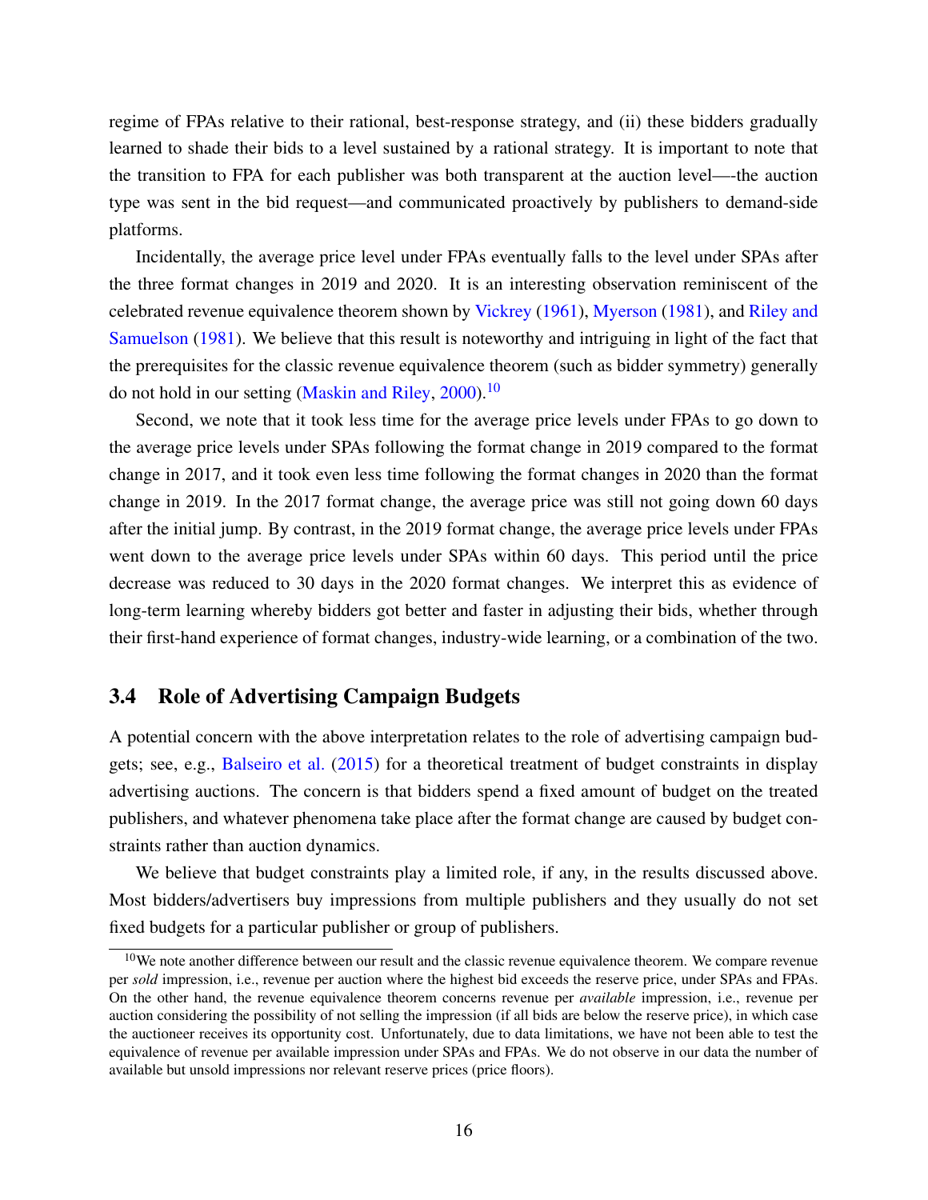regime of FPAs relative to their rational, best-response strategy, and (ii) these bidders gradually learned to shade their bids to a level sustained by a rational strategy. It is important to note that the transition to FPA for each publisher was both transparent at the auction level—-the auction type was sent in the bid request—and communicated proactively by publishers to demand-side platforms.

Incidentally, the average price level under FPAs eventually falls to the level under SPAs after the three format changes in 2019 and 2020. It is an interesting observation reminiscent of the celebrated revenue equivalence theorem shown by Vickrey (1961), Myerson (1981), and Riley and Samuelson (1981). We believe that this result is noteworthy and intriguing in light of the fact that the prerequisites for the classic revenue equivalence theorem (such as bidder symmetry) generally do not hold in our setting (Maskin and Riley, 2000).[10]

Second, we note that it took less time for the average price levels under FPAs to go down to the average price levels under SPAs following the format change in 2019 compared to the format change in 2017, and it took even less time following the format changes in 2020 than the format change in 2019. In the 2017 format change, the average price was still not going down 60 days after the initial jump. By contrast, in the 2019 format change, the average price levels under FPAs went down to the average price levels under SPAs within 60 days. This period until the price decrease was reduced to 30 days in the 2020 format changes. We interpret this as evidence of long-term learning whereby bidders got better and faster in adjusting their bids, whether through their first-hand experience of format changes, industry-wide learning, or a combination of the two.

## 3.4 Role of Advertising Campaign Budgets

A potential concern with the above interpretation relates to the role of advertising campaign budgets; see, e.g., Balseiro et al. (2015) for a theoretical treatment of budget constraints in display advertising auctions. The concern is that bidders spend a fixed amount of budget on the treated publishers, and whatever phenomena take place after the format change are caused by budget constraints rather than auction dynamics.

We believe that budget constraints play a limited role, if any, in the results discussed above. Most bidders/advertisers buy impressions from multiple publishers and they usually do not set fixed budgets for a particular publisher or group of publishers.

[10]We note another difference between our result and the classic revenue equivalence theorem. We compare revenue per *sold* impression, i.e., revenue per auction where the highest bid exceeds the reserve price, under SPAs and FPAs. On the other hand, the revenue equivalence theorem concerns revenue per *available* impression, i.e., revenue per auction considering the possibility of not selling the impression (if all bids are below the reserve price), in which case the auctioneer receives its opportunity cost. Unfortunately, due to data limitations, we have not been able to test the equivalence of revenue per available impression under SPAs and FPAs. We do not observe in our data the number of available but unsold impressions nor relevant reserve prices (price floors).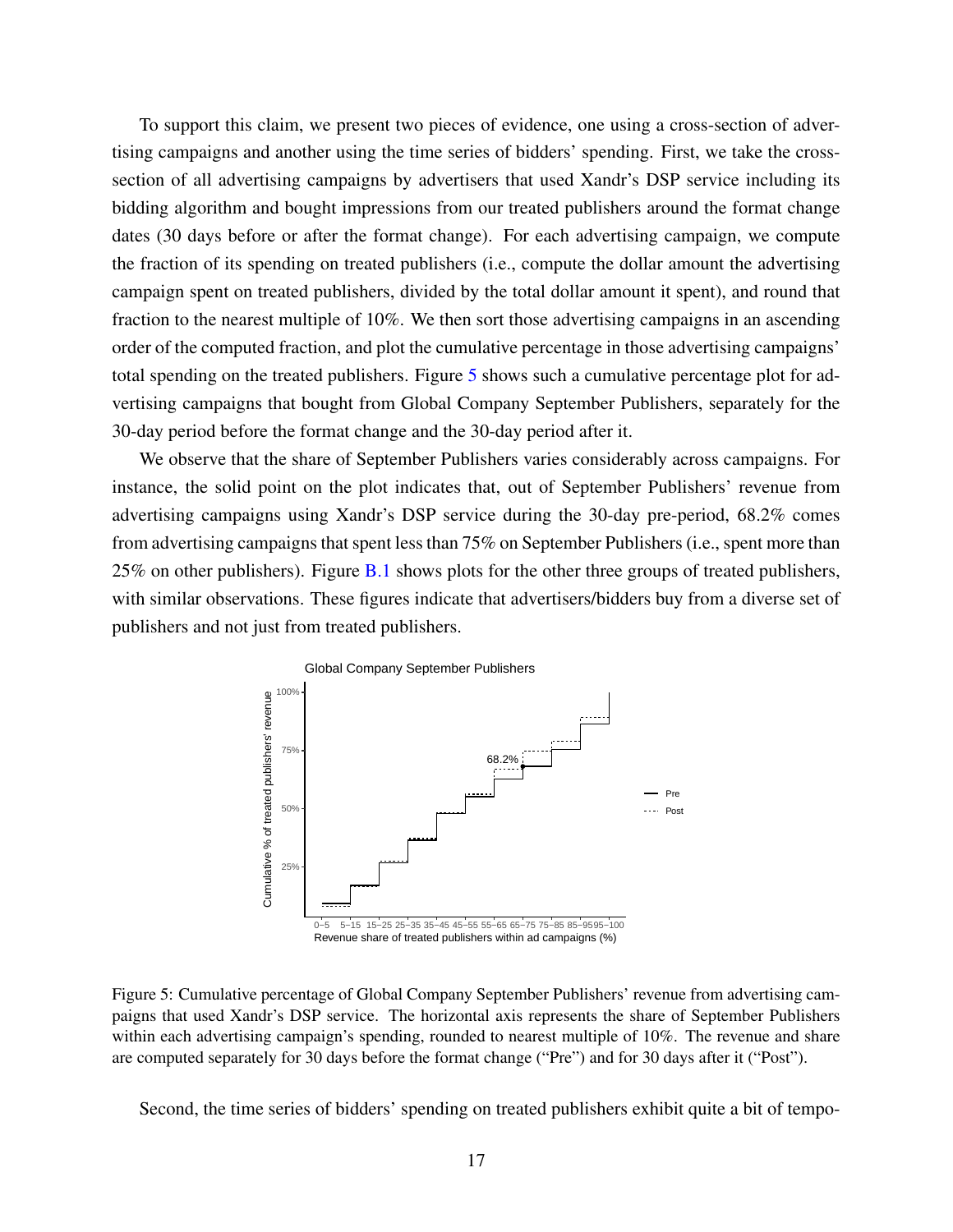To support this claim, we present two pieces of evidence, one using a cross-section of advertising campaigns and another using the time series of bidders' spending. First, we take the cross-section of all advertising campaigns by advertisers that used Xandr's DSP service including its bidding algorithm and bought impressions from our treated publishers around the format change dates (30 days before or after the format change). For each advertising campaign, we compute the fraction of its spending on treated publishers (i.e., compute the dollar amount the advertising campaign spent on treated publishers, divided by the total dollar amount it spent), and round that fraction to the nearest multiple of 10%. We then sort those advertising campaigns in an ascending order of the computed fraction, and plot the cumulative percentage in those advertising campaigns' total spending on the treated publishers. Figure 5 shows such a cumulative percentage plot for advertising campaigns that bought from Global Company September Publishers, separately for the 30-day period before the format change and the 30-day period after it.

We observe that the share of September Publishers varies considerably across campaigns. For instance, the solid point on the plot indicates that, out of September Publishers' revenue from advertising campaigns using Xandr's DSP service during the 30-day pre-period, 68.2% comes from advertising campaigns that spent less than 75% on September Publishers (i.e., spent more than 25% on other publishers). Figure B.1 shows plots for the other three groups of treated publishers, with similar observations. These figures indicate that advertisers/bidders buy from a diverse set of publishers and not just from treated publishers.

Figure 5: Cumulative percentage of Global Company September Publishers' revenue from advertising campaigns that used Xandr's DSP service. The horizontal axis represents the share of September Publishers within each advertising campaign's spending, rounded to nearest multiple of 10%. The revenue and share are computed separately for 30 days before the format change ("Pre") and for 30 days after it ("Post").

Second, the time series of bidders' spending on treated publishers exhibit quite a bit of tempo-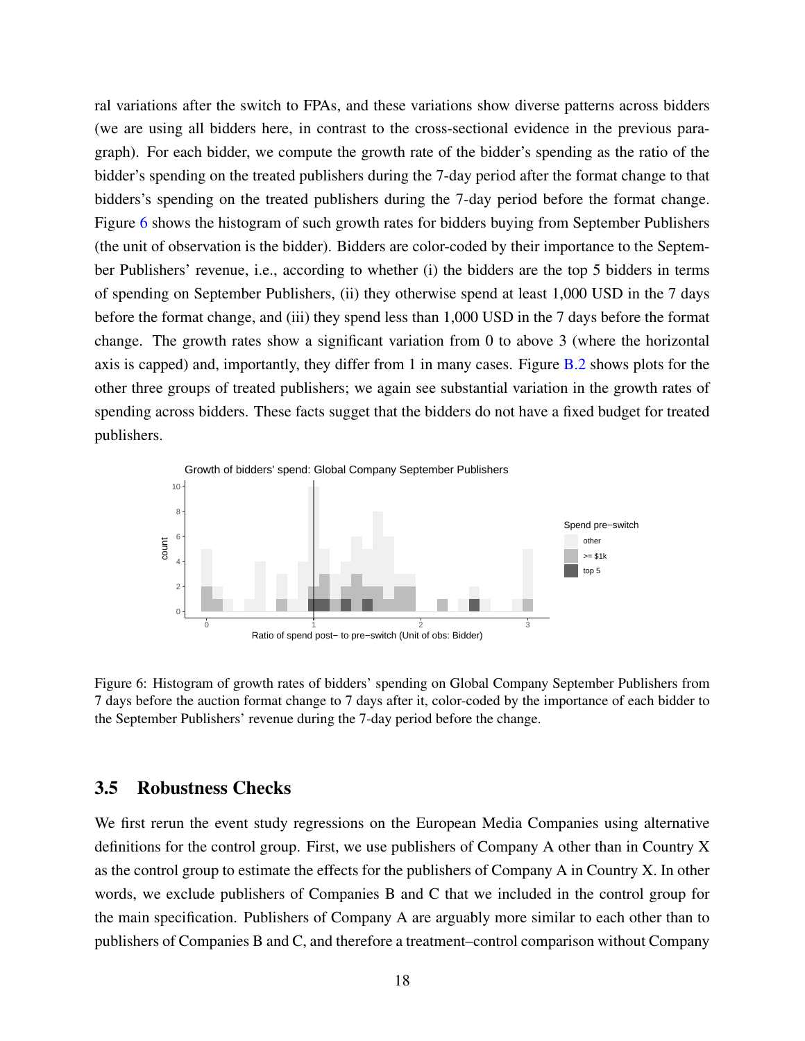ral variations after the switch to FPAs, and these variations show diverse patterns across bidders (we are using all bidders here, in contrast to the cross-sectional evidence in the previous paragraph). For each bidder, we compute the growth rate of the bidder's spending as the ratio of the bidder's spending on the treated publishers during the 7-day period after the format change to that bidders's spending on the treated publishers during the 7-day period before the format change. Figure 6 shows the histogram of such growth rates for bidders buying from September Publishers (the unit of observation is the bidder). Bidders are color-coded by their importance to the September Publishers' revenue, i.e., according to whether (i) the bidders are the top 5 bidders in terms of spending on September Publishers, (ii) they otherwise spend at least 1,000 USD in the 7 days before the format change, and (iii) they spend less than 1,000 USD in the 7 days before the format change. The growth rates show a significant variation from 0 to above 3 (where the horizontal axis is capped) and, importantly, they differ from 1 in many cases. Figure B.2 shows plots for the other three groups of treated publishers; we again see substantial variation in the growth rates of spending across bidders. These facts sugget that the bidders do not have a fixed budget for treated publishers.

Figure 6: Histogram of growth rates of bidders' spending on Global Company September Publishers from 7 days before the auction format change to 7 days after it, color-coded by the importance of each bidder to the September Publishers' revenue during the 7-day period before the change.

## 3.5 Robustness Checks

We first rerun the event study regressions on the European Media Companies using alternative definitions for the control group. First, we use publishers of Company A other than in Country X as the control group to estimate the effects for the publishers of Company A in Country X. In other words, we exclude publishers of Companies B and C that we included in the control group for the main specification. Publishers of Company A are arguably more similar to each other than to publishers of Companies B and C, and therefore a treatment–control comparison without Company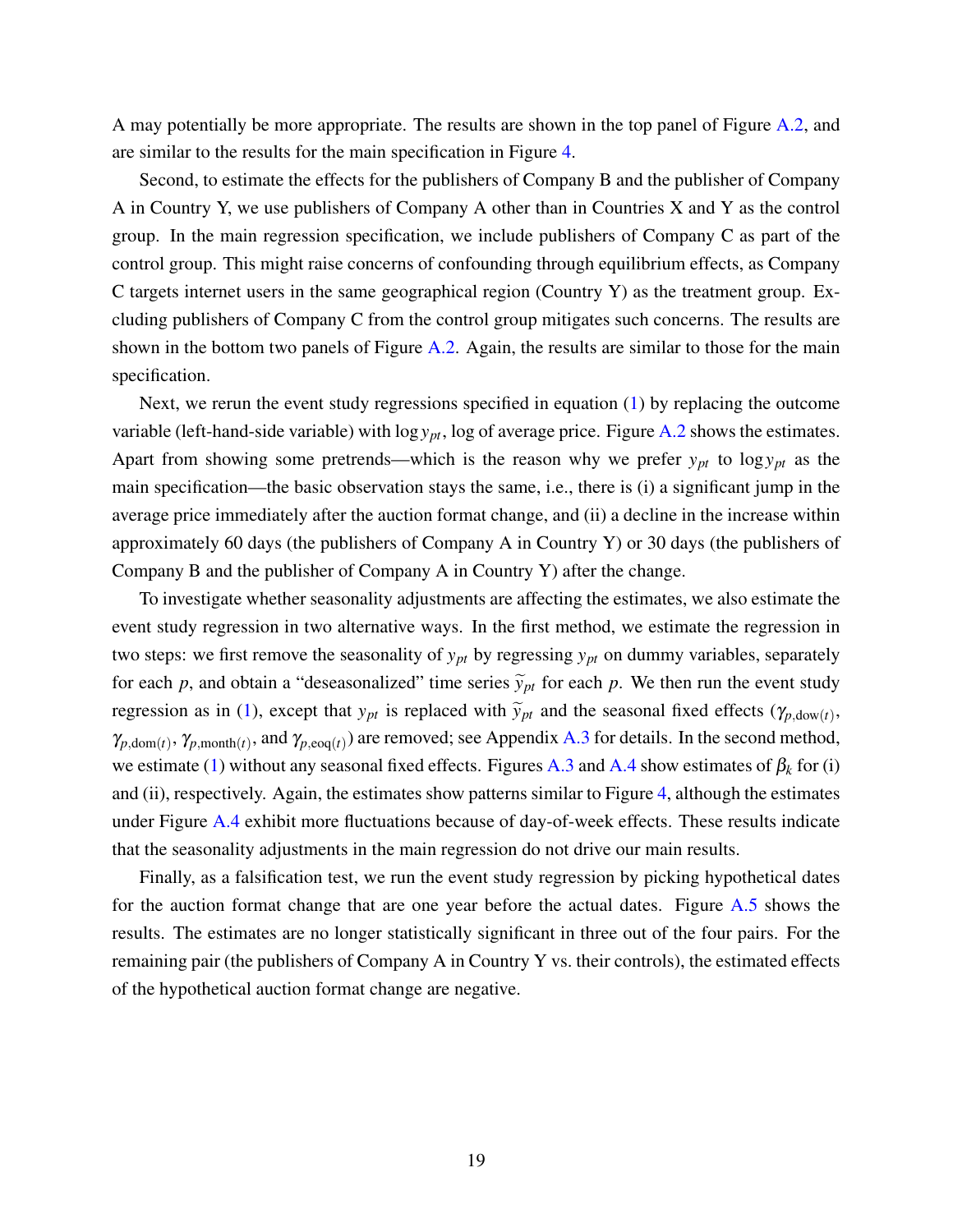A may potentially be more appropriate. The results are shown in the top panel of Figure A.2, and are similar to the results for the main specification in Figure 4.

Second, to estimate the effects for the publishers of Company B and the publisher of Company A in Country Y, we use publishers of Company A other than in Countries X and Y as the control group. In the main regression specification, we include publishers of Company C as part of the control group. This might raise concerns of confounding through equilibrium effects, as Company C targets internet users in the same geographical region (Country Y) as the treatment group. Excluding publishers of Company C from the control group mitigates such concerns. The results are shown in the bottom two panels of Figure A.2. Again, the results are similar to those for the main specification.

Next, we rerun the event study regressions specified in equation (1) by replacing the outcome variable (left-hand-side variable) with $\log y_{pt}$, log of average price. Figure A.2 shows the estimates. Apart from showing some pretrends—which is the reason why we prefer $y_{pt}$ to $\log y_{pt}$ as the main specification—the basic observation stays the same, i.e., there is (i) a significant jump in the average price immediately after the auction format change, and (ii) a decline in the increase within approximately 60 days (the publishers of Company A in Country Y) or 30 days (the publishers of Company B and the publisher of Company A in Country Y) after the change.

To investigate whether seasonality adjustments are affecting the estimates, we also estimate the event study regression in two alternative ways. In the first method, we estimate the regression in two steps: we first remove the seasonality of $y_{pt}$ by regressing $y_{pt}$ on dummy variables, separately for each $p$, and obtain a "deseasonalized" time series $\widetilde{y}_{pt}$ for each $p$. We then run the event study regression as in (1), except that $y_{pt}$ is replaced with $\widetilde{y}_{pt}$ and the seasonal fixed effects ($\gamma_{p,\text{dow}(t)}$, $\gamma_{p,\text{dom}(t)}$, $\gamma_{p,\text{month}(t)}$, and $\gamma_{p,\text{eoq}(t)}$) are removed; see Appendix A.3 for details. In the second method, we estimate (1) without any seasonal fixed effects. Figures A.3 and A.4 show estimates of $\beta_k$ for (i) and (ii), respectively. Again, the estimates show patterns similar to Figure 4, although the estimates under Figure A.4 exhibit more fluctuations because of day-of-week effects. These results indicate that the seasonality adjustments in the main regression do not drive our main results.

Finally, as a falsification test, we run the event study regression by picking hypothetical dates for the auction format change that are one year before the actual dates. Figure A.5 shows the results. The estimates are no longer statistically significant in three out of the four pairs. For the remaining pair (the publishers of Company A in Country Y vs. their controls), the estimated effects of the hypothetical auction format change are negative.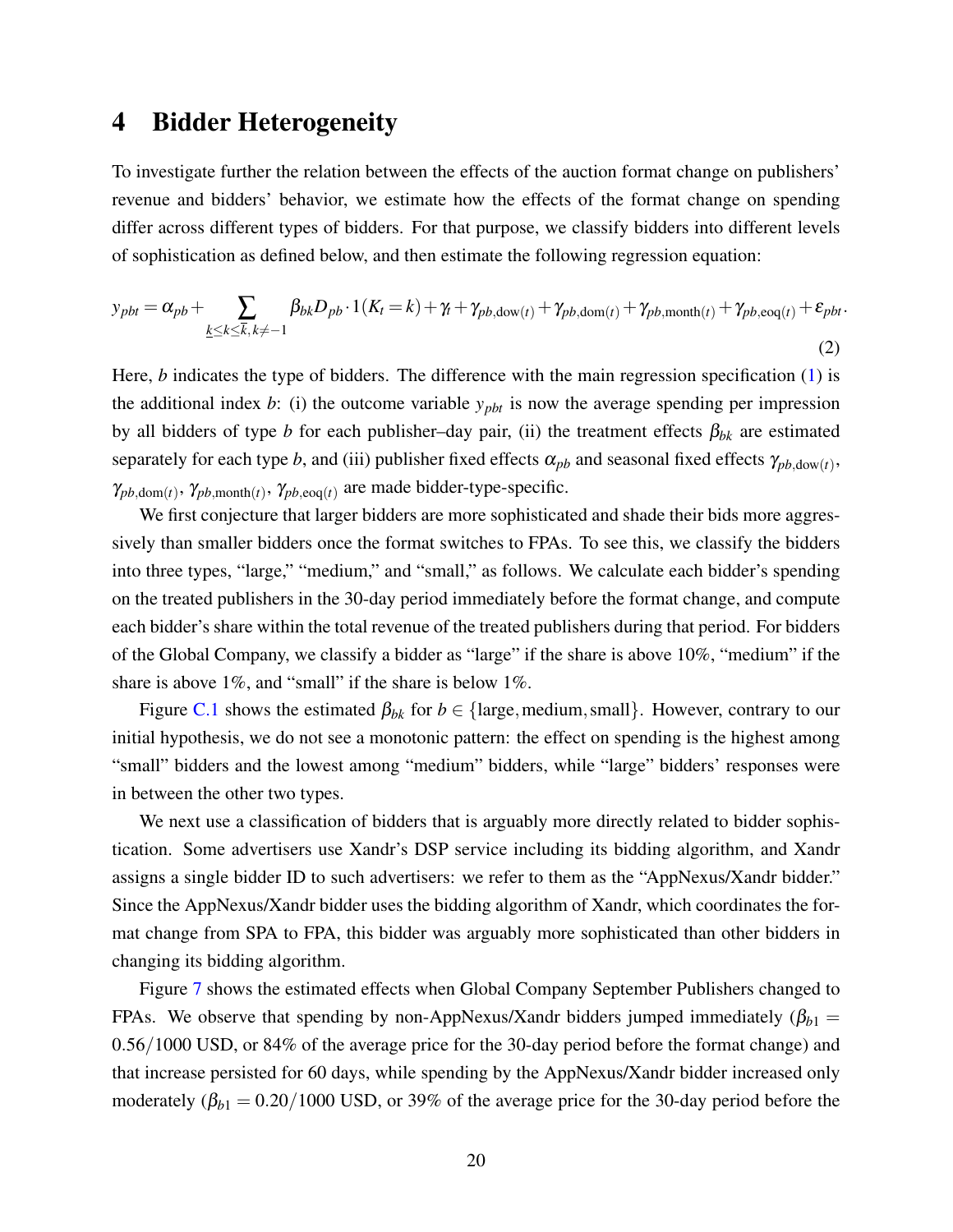# 4 Bidder Heterogeneity

To investigate further the relation between the effects of the auction format change on publishers' revenue and bidders' behavior, we estimate how the effects of the format change on spending differ across different types of bidders. For that purpose, we classify bidders into different levels of sophistication as defined below, and then estimate the following regression equation:

$$y_{pbt} = \alpha_{pb} + \sum_{\underline{k} \leq k \leq \overline{k}, k \neq -1} \beta_{bk} D_{pb} \cdot 1(K_t = k) + \gamma_t + \gamma_{pb,\text{dow}(t)} + \gamma_{pb,\text{dom}(t)} + \gamma_{pb,\text{month}(t)} + \gamma_{pb,\text{eoq}(t)} + \varepsilon_{pbt}. \tag{2}$$

Here, $b$ indicates the type of bidders. The difference with the main regression specification (1) is the additional index $b$: (i) the outcome variable $y_{pbt}$ is now the average spending per impression by all bidders of type $b$ for each publisher–day pair, (ii) the treatment effects $\beta_{bk}$ are estimated separately for each type $b$, and (iii) publisher fixed effects $\alpha_{pb}$ and seasonal fixed effects $\gamma_{pb,\text{dow}(t)}$, $\gamma_{pb,\text{dom}(t)}$, $\gamma_{pb,\text{month}(t)}$, $\gamma_{pb,\text{eoq}(t)}$ are made bidder-type-specific.

We first conjecture that larger bidders are more sophisticated and shade their bids more aggressively than smaller bidders once the format switches to FPAs. To see this, we classify the bidders into three types, "large," "medium," and "small," as follows. We calculate each bidder's spending on the treated publishers in the 30-day period immediately before the format change, and compute each bidder's share within the total revenue of the treated publishers during that period. For bidders of the Global Company, we classify a bidder as "large" if the share is above 10%, "medium" if the share is above 1%, and "small" if the share is below 1%.

Figure C.1 shows the estimated $\beta_{bk}$ for $b \in \{\text{large}, \text{medium}, \text{small}\}$. However, contrary to our initial hypothesis, we do not see a monotonic pattern: the effect on spending is the highest among "small" bidders and the lowest among "medium" bidders, while "large" bidders' responses were in between the other two types.

We next use a classification of bidders that is arguably more directly related to bidder sophistication. Some advertisers use Xandr's DSP service including its bidding algorithm, and Xandr assigns a single bidder ID to such advertisers: we refer to them as the "AppNexus/Xandr bidder." Since the AppNexus/Xandr bidder uses the bidding algorithm of Xandr, which coordinates the format change from SPA to FPA, this bidder was arguably more sophisticated than other bidders in changing its bidding algorithm.

Figure 7 shows the estimated effects when Global Company September Publishers changed to FPAs. We observe that spending by non-AppNexus/Xandr bidders jumped immediately ($\beta_{b1} = 0.56/1000$ USD, or 84% of the average price for the 30-day period before the format change) and that increase persisted for 60 days, while spending by the AppNexus/Xandr bidder increased only moderately ($\beta_{b1} = 0.20/1000$ USD, or 39% of the average price for the 30-day period before the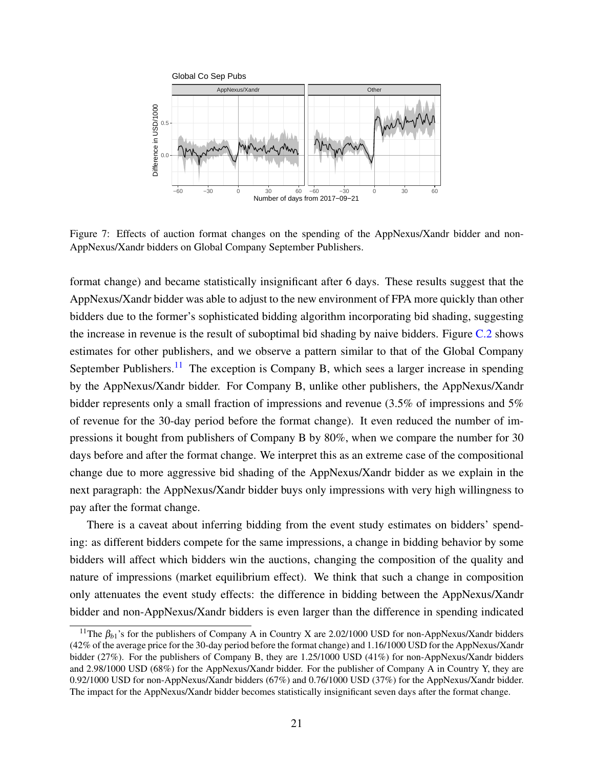Figure 7: Effects of auction format changes on the spending of the AppNexus/Xandr bidder and non-AppNexus/Xandr bidders on Global Company September Publishers.

format change) and became statistically insignificant after 6 days. These results suggest that the AppNexus/Xandr bidder was able to adjust to the new environment of FPA more quickly than other bidders due to the former's sophisticated bidding algorithm incorporating bid shading, suggesting the increase in revenue is the result of suboptimal bid shading by naive bidders. Figure C.2 shows estimates for other publishers, and we observe a pattern similar to that of the Global Company September Publishers.[11] The exception is Company B, which sees a larger increase in spending by the AppNexus/Xandr bidder. For Company B, unlike other publishers, the AppNexus/Xandr bidder represents only a small fraction of impressions and revenue (3.5% of impressions and 5% of revenue for the 30-day period before the format change). It even reduced the number of impressions it bought from publishers of Company B by 80%, when we compare the number for 30 days before and after the format change. We interpret this as an extreme case of the compositional change due to more aggressive bid shading of the AppNexus/Xandr bidder as we explain in the next paragraph: the AppNexus/Xandr bidder buys only impressions with very high willingness to pay after the format change.

There is a caveat about inferring bidding from the event study estimates on bidders' spending: as different bidders compete for the same impressions, a change in bidding behavior by some bidders will affect which bidders win the auctions, changing the composition of the quality and nature of impressions (market equilibrium effect). We think that such a change in composition only attenuates the event study effects: the difference in bidding between the AppNexus/Xandr bidder and non-AppNexus/Xandr bidders is even larger than the difference in spending indicated

[11] The $\beta_{b1}$'s for the publishers of Company A in Country X are 2.02/1000 USD for non-AppNexus/Xandr bidders (42% of the average price for the 30-day period before the format change) and 1.16/1000 USD for the AppNexus/Xandr bidder (27%). For the publishers of Company B, they are 1.25/1000 USD (41%) for non-AppNexus/Xandr bidders and 2.98/1000 USD (68%) for the AppNexus/Xandr bidder. For the publisher of Company A in Country Y, they are 0.92/1000 USD for non-AppNexus/Xandr bidders (67%) and 0.76/1000 USD (37%) for the AppNexus/Xandr bidder. The impact for the AppNexus/Xandr bidder becomes statistically insignificant seven days after the format change.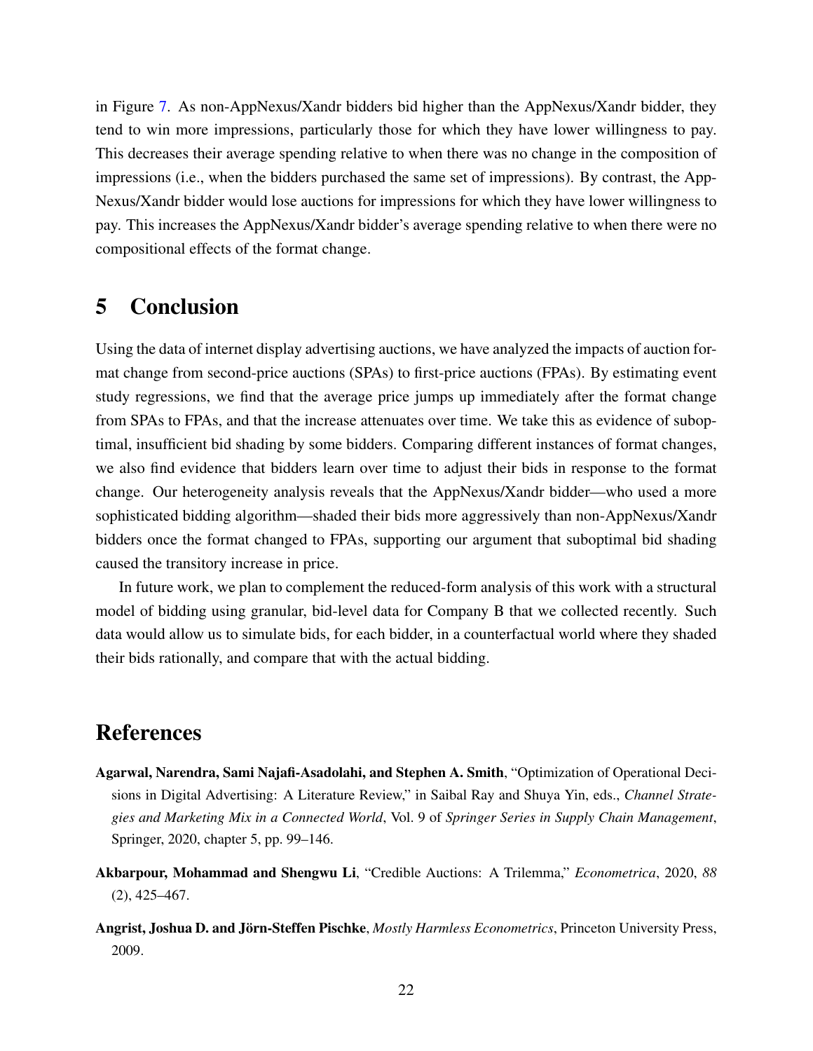in Figure 7. As non-AppNexus/Xandr bidders bid higher than the AppNexus/Xandr bidder, they tend to win more impressions, particularly those for which they have lower willingness to pay. This decreases their average spending relative to when there was no change in the composition of impressions (i.e., when the bidders purchased the same set of impressions). By contrast, the AppNexus/Xandr bidder would lose auctions for impressions for which they have lower willingness to pay. This increases the AppNexus/Xandr bidder's average spending relative to when there were no compositional effects of the format change.

# 5 Conclusion

Using the data of internet display advertising auctions, we have analyzed the impacts of auction format change from second-price auctions (SPAs) to first-price auctions (FPAs). By estimating event study regressions, we find that the average price jumps up immediately after the format change from SPAs to FPAs, and that the increase attenuates over time. We take this as evidence of suboptimal, insufficient bid shading by some bidders. Comparing different instances of format changes, we also find evidence that bidders learn over time to adjust their bids in response to the format change. Our heterogeneity analysis reveals that the AppNexus/Xandr bidder—who used a more sophisticated bidding algorithm—shaded their bids more aggressively than non-AppNexus/Xandr bidders once the format changed to FPAs, supporting our argument that suboptimal bid shading caused the transitory increase in price.

In future work, we plan to complement the reduced-form analysis of this work with a structural model of bidding using granular, bid-level data for Company B that we collected recently. Such data would allow us to simulate bids, for each bidder, in a counterfactual world where they shaded their bids rationally, and compare that with the actual bidding.

# References

**Agarwal, Narendra, Sami Najafi-Asadolahi, and Stephen A. Smith**, "Optimization of Operational Decisions in Digital Advertising: A Literature Review," in Saibal Ray and Shuya Yin, eds., *Channel Strategies and Marketing Mix in a Connected World*, Vol. 9 of *Springer Series in Supply Chain Management*, Springer, 2020, chapter 5, pp. 99–146.

**Akbarpour, Mohammad and Shengwu Li**, "Credible Auctions: A Trilemma," *Econometrica*, 2020, *88* (2), 425–467.

**Angrist, Joshua D. and Jörn-Steffen Pischke**, *Mostly Harmless Econometrics*, Princeton University Press, 2009.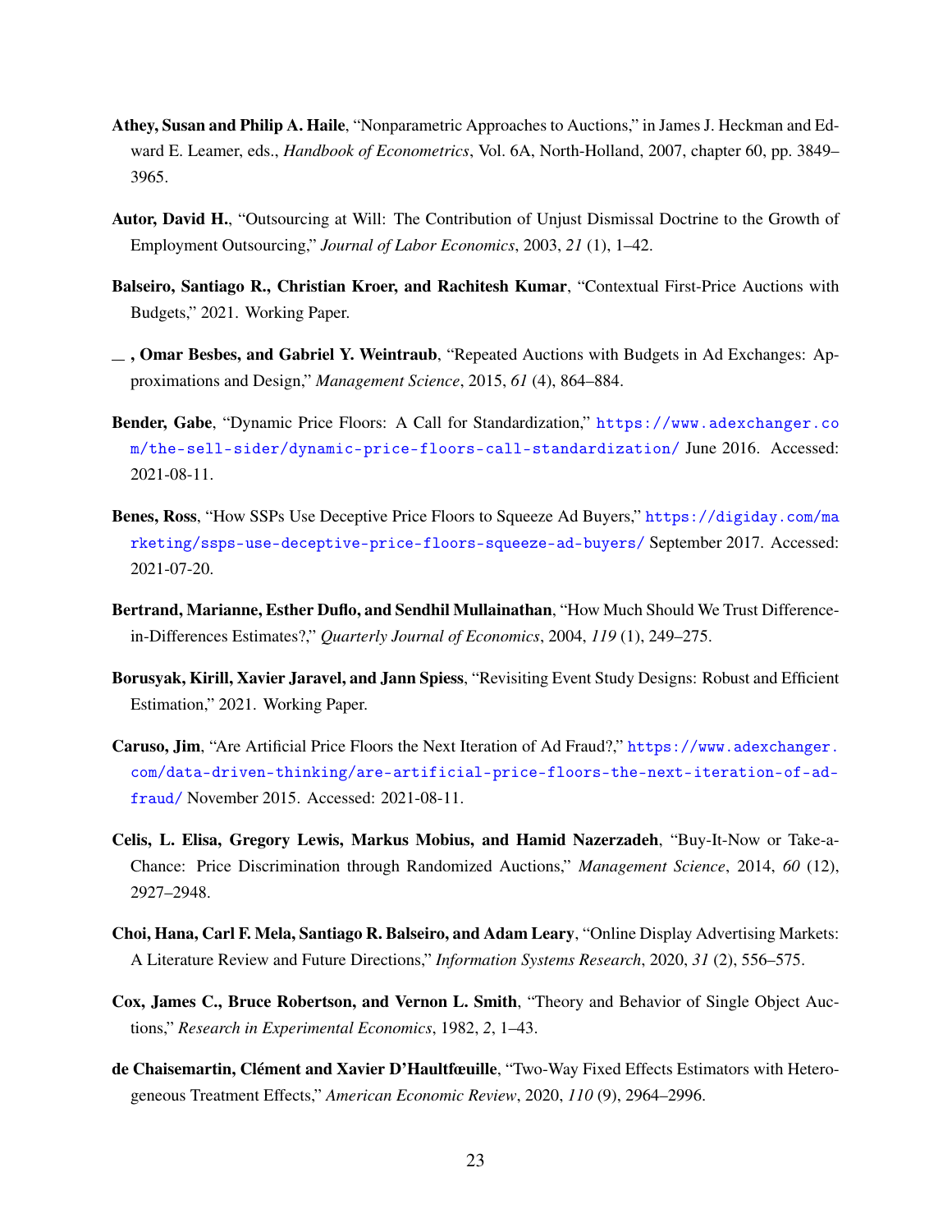**Athey, Susan and Philip A. Haile**, "Nonparametric Approaches to Auctions," in James J. Heckman and Edward E. Leamer, eds., *Handbook of Econometrics*, Vol. 6A, North-Holland, 2007, chapter 60, pp. 3849–3965.

**Autor, David H.**, "Outsourcing at Will: The Contribution of Unjust Dismissal Doctrine to the Growth of Employment Outsourcing," *Journal of Labor Economics*, 2003, *21* (1), 1–42.

**Balseiro, Santiago R., Christian Kroer, and Rachitesh Kumar**, "Contextual First-Price Auctions with Budgets," 2021. Working Paper.

**\_\_ , Omar Besbes, and Gabriel Y. Weintraub**, "Repeated Auctions with Budgets in Ad Exchanges: Approximations and Design," *Management Science*, 2015, *61* (4), 864–884.

**Bender, Gabe**, "Dynamic Price Floors: A Call for Standardization," https://www.adexchanger.com/the-sell-sider/dynamic-price-floors-call-standardization/ June 2016. Accessed: 2021-08-11.

**Benes, Ross**, "How SSPs Use Deceptive Price Floors to Squeeze Ad Buyers," https://digiday.com/marketing/ssps-use-deceptive-price-floors-squeeze-ad-buyers/ September 2017. Accessed: 2021-07-20.

**Bertrand, Marianne, Esther Duflo, and Sendhil Mullainathan**, "How Much Should We Trust Differences-in-Differences Estimates?," *Quarterly Journal of Economics*, 2004, *119* (1), 249–275.

**Borusyak, Kirill, Xavier Jaravel, and Jann Spiess**, "Revisiting Event Study Designs: Robust and Efficient Estimation," 2021. Working Paper.

**Caruso, Jim**, "Are Artificial Price Floors the Next Iteration of Ad Fraud?," https://www.adexchanger.com/data-driven-thinking/are-artificial-price-floors-the-next-iteration-of-ad-fraud/ November 2015. Accessed: 2021-08-11.

**Celis, L. Elisa, Gregory Lewis, Markus Mobius, and Hamid Nazerzadeh**, "Buy-It-Now or Take-a-Chance: Price Discrimination through Randomized Auctions," *Management Science*, 2014, *60* (12), 2927–2948.

**Choi, Hana, Carl F. Mela, Santiago R. Balseiro, and Adam Leary**, "Online Display Advertising Markets: A Literature Review and Future Directions," *Information Systems Research*, 2020, *31* (2), 556–575.

**Cox, James C., Bruce Robertson, and Vernon L. Smith**, "Theory and Behavior of Single Object Auctions," *Research in Experimental Economics*, 1982, *2*, 1–43.

**de Chaisemartin, Clément and Xavier D'Haultfœuille**, "Two-Way Fixed Effects Estimators with Heterogeneous Treatment Effects," *American Economic Review*, 2020, *110* (9), 2964–2996.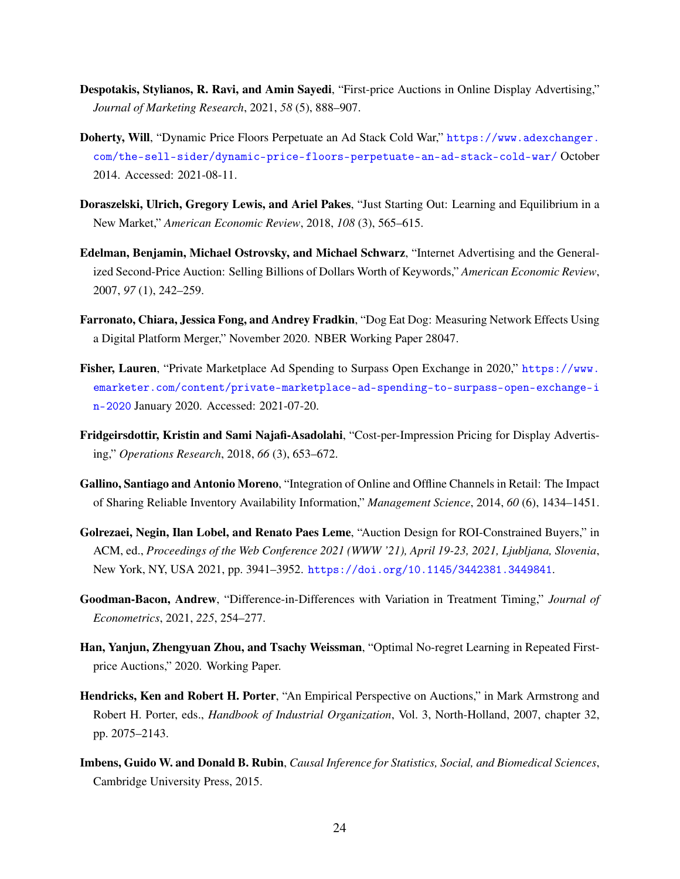**Despotakis, Stylianos, R. Ravi, and Amin Sayedi**, "First-price Auctions in Online Display Advertising," *Journal of Marketing Research*, 2021, *58* (5), 888–907.

**Doherty, Will**, "Dynamic Price Floors Perpetuate an Ad Stack Cold War," https://www.adexchanger.com/the-sell-sider/dynamic-price-floors-perpetuate-an-ad-stack-cold-war/ October 2014. Accessed: 2021-08-11.

**Doraszelski, Ulrich, Gregory Lewis, and Ariel Pakes**, "Just Starting Out: Learning and Equilibrium in a New Market," *American Economic Review*, 2018, *108* (3), 565–615.

**Edelman, Benjamin, Michael Ostrovsky, and Michael Schwarz**, "Internet Advertising and the Generalized Second-Price Auction: Selling Billions of Dollars Worth of Keywords," *American Economic Review*, 2007, *97* (1), 242–259.

**Farronato, Chiara, Jessica Fong, and Andrey Fradkin**, "Dog Eat Dog: Measuring Network Effects Using a Digital Platform Merger," November 2020. NBER Working Paper 28047.

**Fisher, Lauren**, "Private Marketplace Ad Spending to Surpass Open Exchange in 2020," https://www.emarketer.com/content/private-marketplace-ad-spending-to-surpass-open-exchange-in-2020 January 2020. Accessed: 2021-07-20.

**Fridgeirsdottir, Kristin and Sami Najafi-Asadolahi**, "Cost-per-Impression Pricing for Display Advertising," *Operations Research*, 2018, *66* (3), 653–672.

**Gallino, Santiago and Antonio Moreno**, "Integration of Online and Offline Channels in Retail: The Impact of Sharing Reliable Inventory Availability Information," *Management Science*, 2014, *60* (6), 1434–1451.

**Golrezaei, Negin, Ilan Lobel, and Renato Paes Leme**, "Auction Design for ROI-Constrained Buyers," in ACM, ed., *Proceedings of the Web Conference 2021 (WWW '21), April 19-23, 2021, Ljubljana, Slovenia*, New York, NY, USA 2021, pp. 3941–3952. https://doi.org/10.1145/3442381.3449841.

**Goodman-Bacon, Andrew**, "Difference-in-Differences with Variation in Treatment Timing," *Journal of Econometrics*, 2021, *225*, 254–277.

**Han, Yanjun, Zhengyuan Zhou, and Tsachy Weissman**, "Optimal No-regret Learning in Repeated First-price Auctions," 2020. Working Paper.

**Hendricks, Ken and Robert H. Porter**, "An Empirical Perspective on Auctions," in Mark Armstrong and Robert H. Porter, eds., *Handbook of Industrial Organization*, Vol. 3, North-Holland, 2007, chapter 32, pp. 2075–2143.

**Imbens, Guido W. and Donald B. Rubin**, *Causal Inference for Statistics, Social, and Biomedical Sciences*, Cambridge University Press, 2015.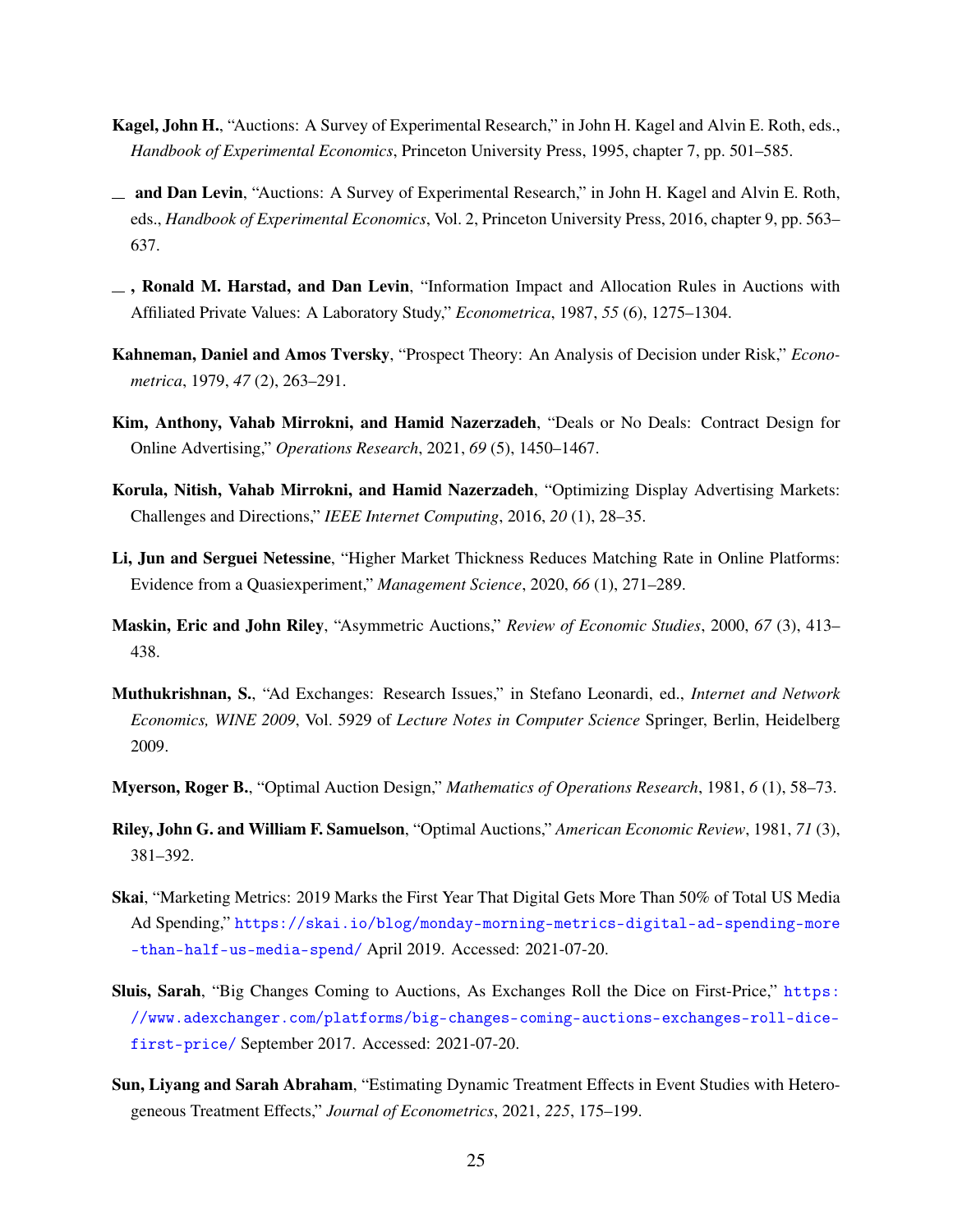**Kagel, John H.**, "Auctions: A Survey of Experimental Research," in John H. Kagel and Alvin E. Roth, eds., *Handbook of Experimental Economics*, Princeton University Press, 1995, chapter 7, pp. 501–585.

__ **and Dan Levin**, "Auctions: A Survey of Experimental Research," in John H. Kagel and Alvin E. Roth, eds., *Handbook of Experimental Economics*, Vol. 2, Princeton University Press, 2016, chapter 9, pp. 563–637.

__ **, Ronald M. Harstad, and Dan Levin**, "Information Impact and Allocation Rules in Auctions with Affiliated Private Values: A Laboratory Study," *Econometrica*, 1987, *55* (6), 1275–1304.

**Kahneman, Daniel and Amos Tversky**, "Prospect Theory: An Analysis of Decision under Risk," *Econometrica*, 1979, *47* (2), 263–291.

**Kim, Anthony, Vahab Mirrokni, and Hamid Nazerzadeh**, "Deals or No Deals: Contract Design for Online Advertising," *Operations Research*, 2021, *69* (5), 1450–1467.

**Korula, Nitish, Vahab Mirrokni, and Hamid Nazerzadeh**, "Optimizing Display Advertising Markets: Challenges and Directions," *IEEE Internet Computing*, 2016, *20* (1), 28–35.

**Li, Jun and Serguei Netessine**, "Higher Market Thickness Reduces Matching Rate in Online Platforms: Evidence from a Quasiexperiment," *Management Science*, 2020, *66* (1), 271–289.

**Maskin, Eric and John Riley**, "Asymmetric Auctions," *Review of Economic Studies*, 2000, *67* (3), 413–438.

**Muthukrishnan, S.**, "Ad Exchanges: Research Issues," in Stefano Leonardi, ed., *Internet and Network Economics, WINE 2009*, Vol. 5929 of *Lecture Notes in Computer Science* Springer, Berlin, Heidelberg 2009.

**Myerson, Roger B.**, "Optimal Auction Design," *Mathematics of Operations Research*, 1981, *6* (1), 58–73.

**Riley, John G. and William F. Samuelson**, "Optimal Auctions," *American Economic Review*, 1981, *71* (3), 381–392.

**Skai**, "Marketing Metrics: 2019 Marks the First Year That Digital Gets More Than 50% of Total US Media Ad Spending," https://skai.io/blog/monday-morning-metrics-digital-ad-spending-more-than-half-us-media-spend/ April 2019. Accessed: 2021-07-20.

**Sluis, Sarah**, "Big Changes Coming to Auctions, As Exchanges Roll the Dice on First-Price," https://www.adexchanger.com/platforms/big-changes-coming-auctions-exchanges-roll-dice-first-price/ September 2017. Accessed: 2021-07-20.

**Sun, Liyang and Sarah Abraham**, "Estimating Dynamic Treatment Effects in Event Studies with Heterogeneous Treatment Effects," *Journal of Econometrics*, 2021, *225*, 175–199.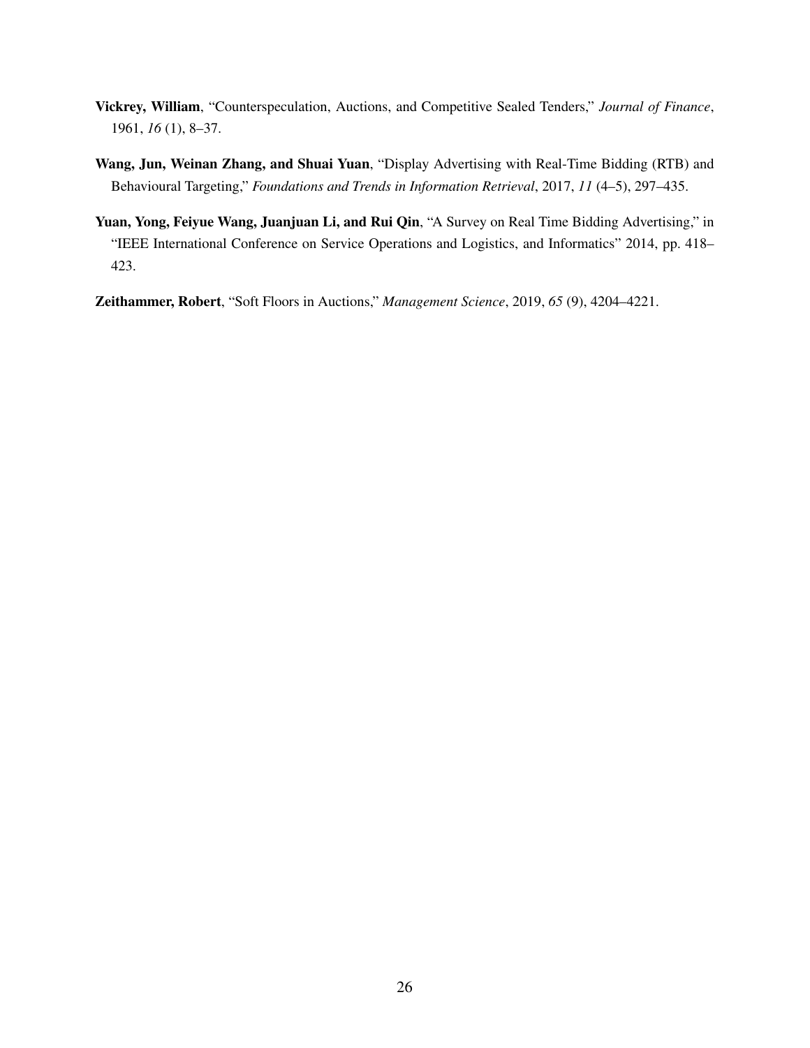**Vickrey, William**, "Counterspeculation, Auctions, and Competitive Sealed Tenders," *Journal of Finance*, 1961, *16* (1), 8–37.

**Wang, Jun, Weinan Zhang, and Shuai Yuan**, "Display Advertising with Real-Time Bidding (RTB) and Behavioural Targeting," *Foundations and Trends in Information Retrieval*, 2017, *11* (4–5), 297–435.

**Yuan, Yong, Feiyue Wang, Juanjuan Li, and Rui Qin**, "A Survey on Real Time Bidding Advertising," in "IEEE International Conference on Service Operations and Logistics, and Informatics" 2014, pp. 418–423.

**Zeithammer, Robert**, "Soft Floors in Auctions," *Management Science*, 2019, *65* (9), 4204–4221.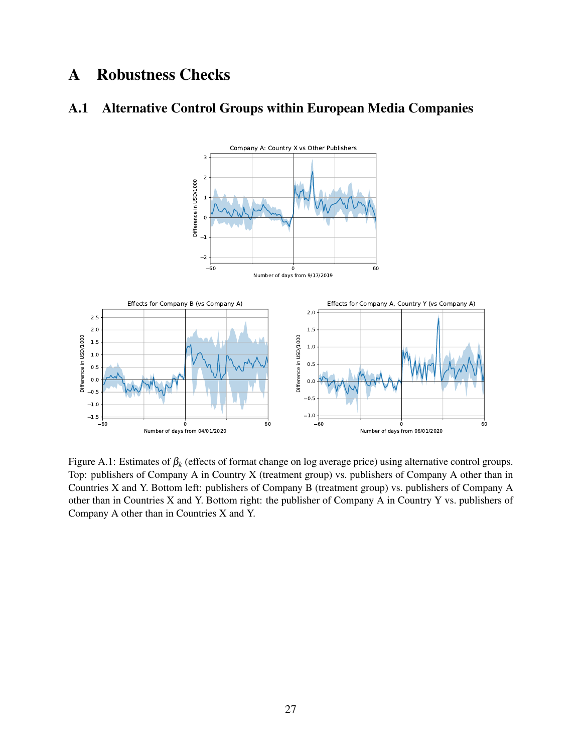# A Robustness Checks

## A.1 Alternative Control Groups within European Media Companies

Figure A.1: Estimates of $\beta_k$ (effects of format change on log average price) using alternative control groups. Top: publishers of Company A in Country X (treatment group) vs. publishers of Company A other than in Countries X and Y. Bottom left: publishers of Company B (treatment group) vs. publishers of Company A other than in Countries X and Y. Bottom right: the publisher of Company A in Country Y vs. publishers of Company A other than in Countries X and Y.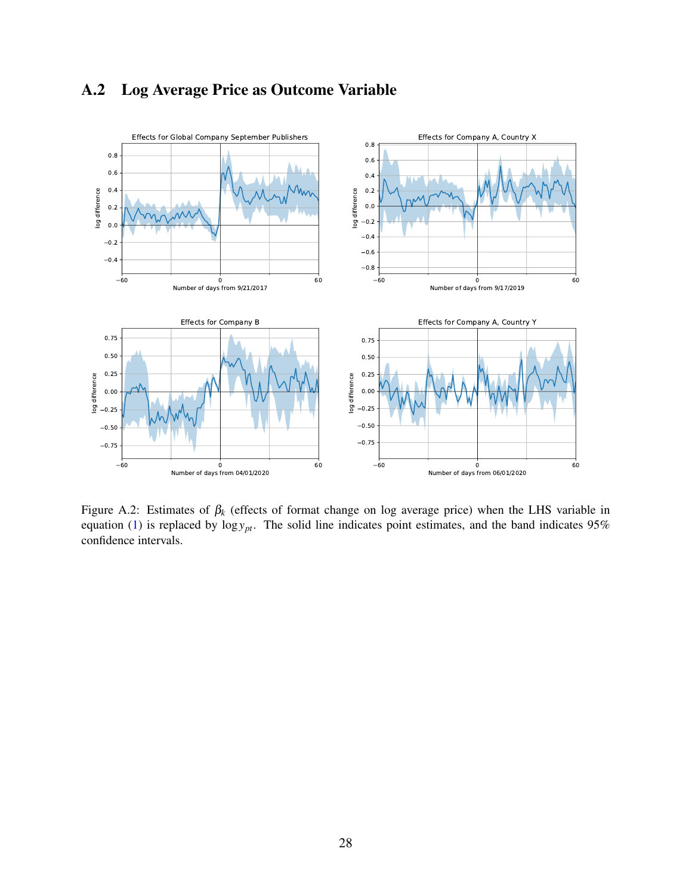## A.2 Log Average Price as Outcome Variable

Figure A.2: Estimates of $\beta_k$ (effects of format change on log average price) when the LHS variable in equation (1) is replaced by $\log y_{pt}$. The solid line indicates point estimates, and the band indicates 95% confidence intervals.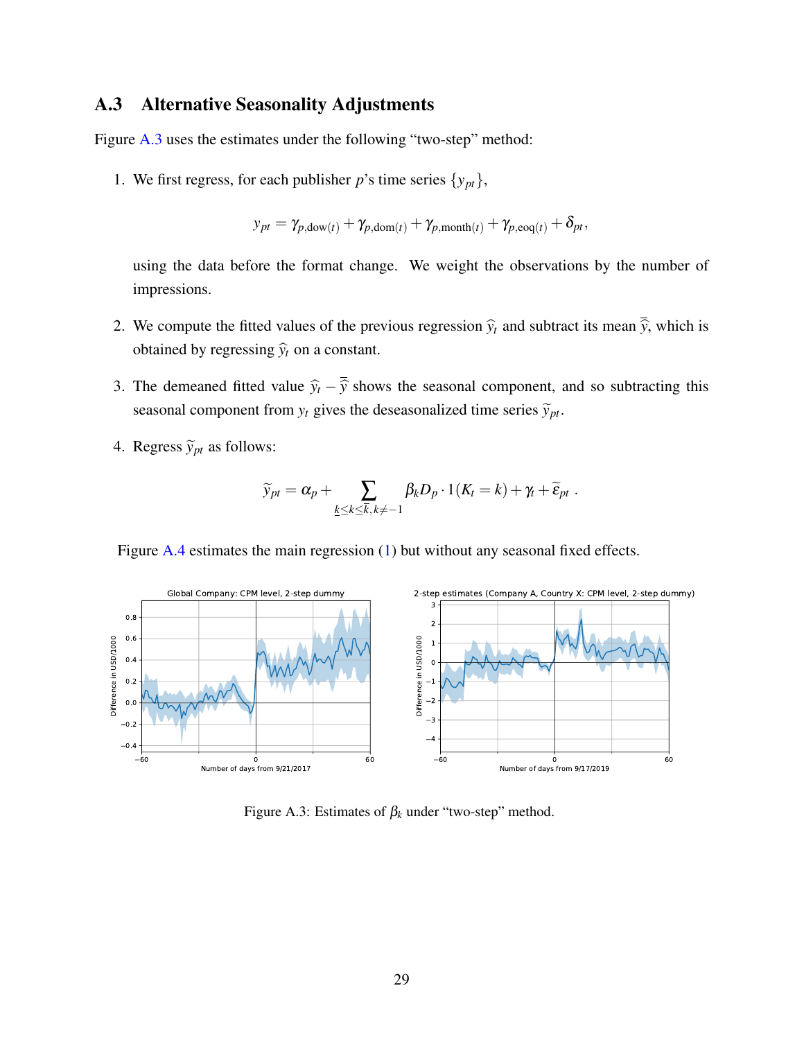## A.3 Alternative Seasonality Adjustments

Figure A.3 uses the estimates under the following "two-step" method:

1. We first regress, for each publisher $p$'s time series $\{y_{pt}\}$,

$$y_{pt} = \gamma_{p,\text{dow}(t)} + \gamma_{p,\text{dom}(t)} + \gamma_{p,\text{month}(t)} + \gamma_{p,\text{eoq}(t)} + \delta_{pt},$$

   using the data before the format change. We weight the observations by the number of impressions.

2. We compute the fitted values of the previous regression $\widehat{y}_t$ and subtract its mean $\overline{\widehat{y}}$, which is obtained by regressing $\widehat{y}_t$ on a constant.

3. The demeaned fitted value $\widehat{y}_t - \overline{\widehat{y}}$ shows the seasonal component, and so subtracting this seasonal component from $y_t$ gives the deseasonalized time series $\widetilde{y}_{pt}$.

4. Regress $\widetilde{y}_{pt}$ as follows:

$$\widetilde{y}_{pt} = \alpha_p + \sum_{\underline{k} \leq k \leq \overline{k}, k \neq -1} \beta_k D_p \cdot 1(K_t = k) + \gamma_t + \widetilde{\varepsilon}_{pt} \ .$$

Figure A.4 estimates the main regression (1) but without any seasonal fixed effects.

Figure A.3: Estimates of $\beta_k$ under "two-step" method.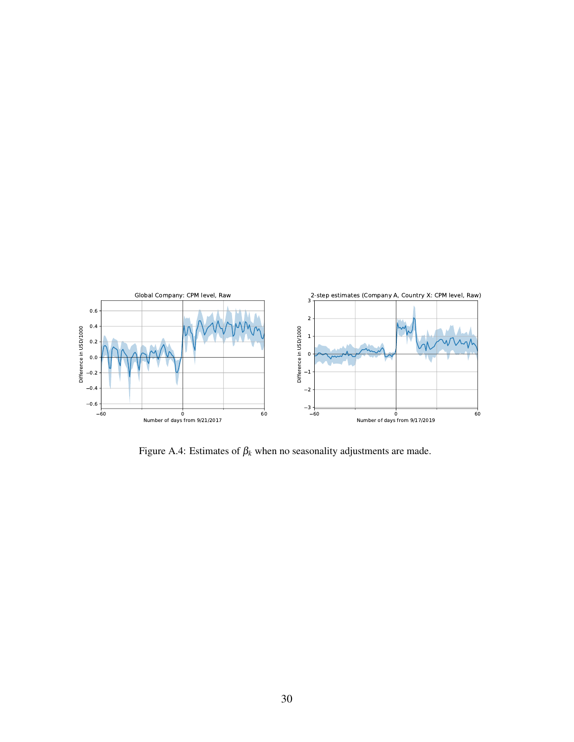Figure A.4: Estimates of $\beta_k$ when no seasonality adjustments are made.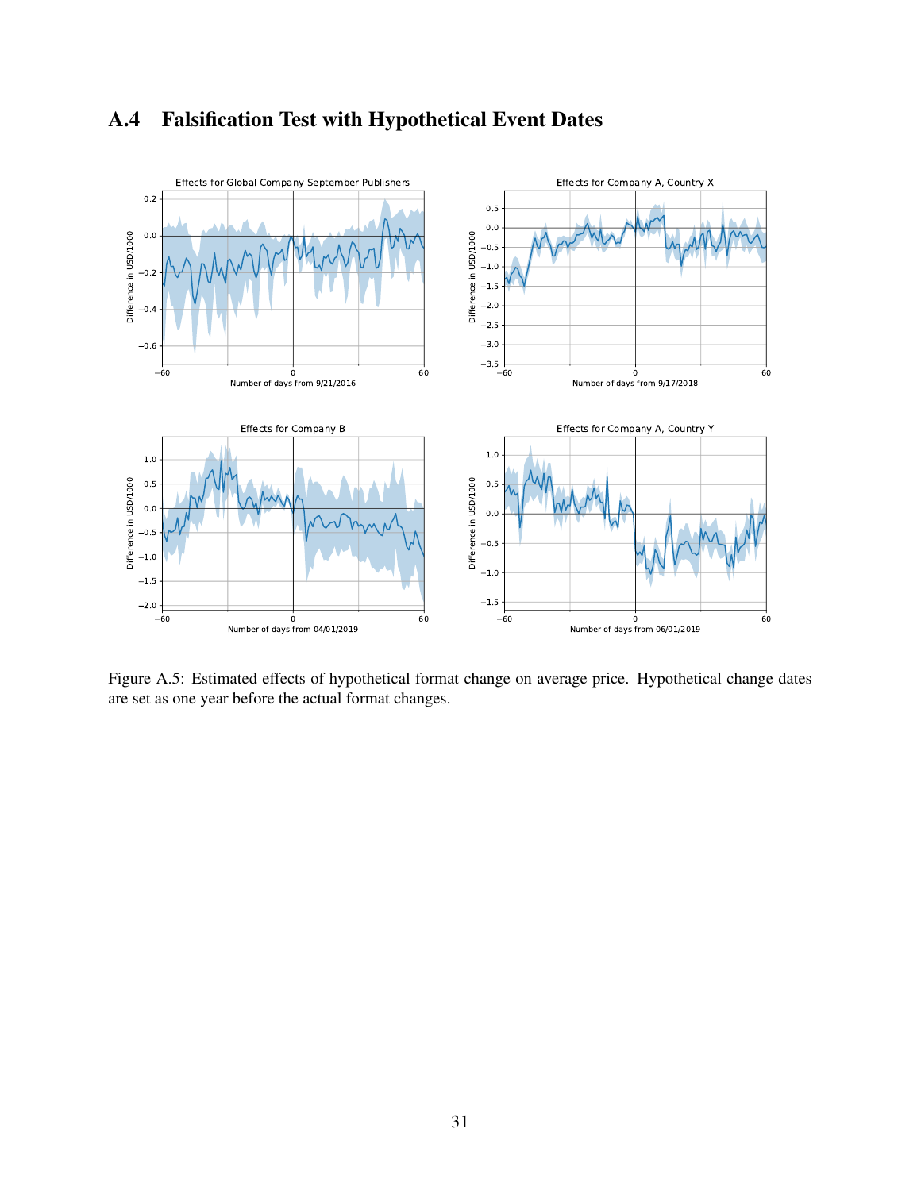## A.4 Falsification Test with Hypothetical Event Dates

Figure A.5: Estimated effects of hypothetical format change on average price. Hypothetical change dates are set as one year before the actual format changes.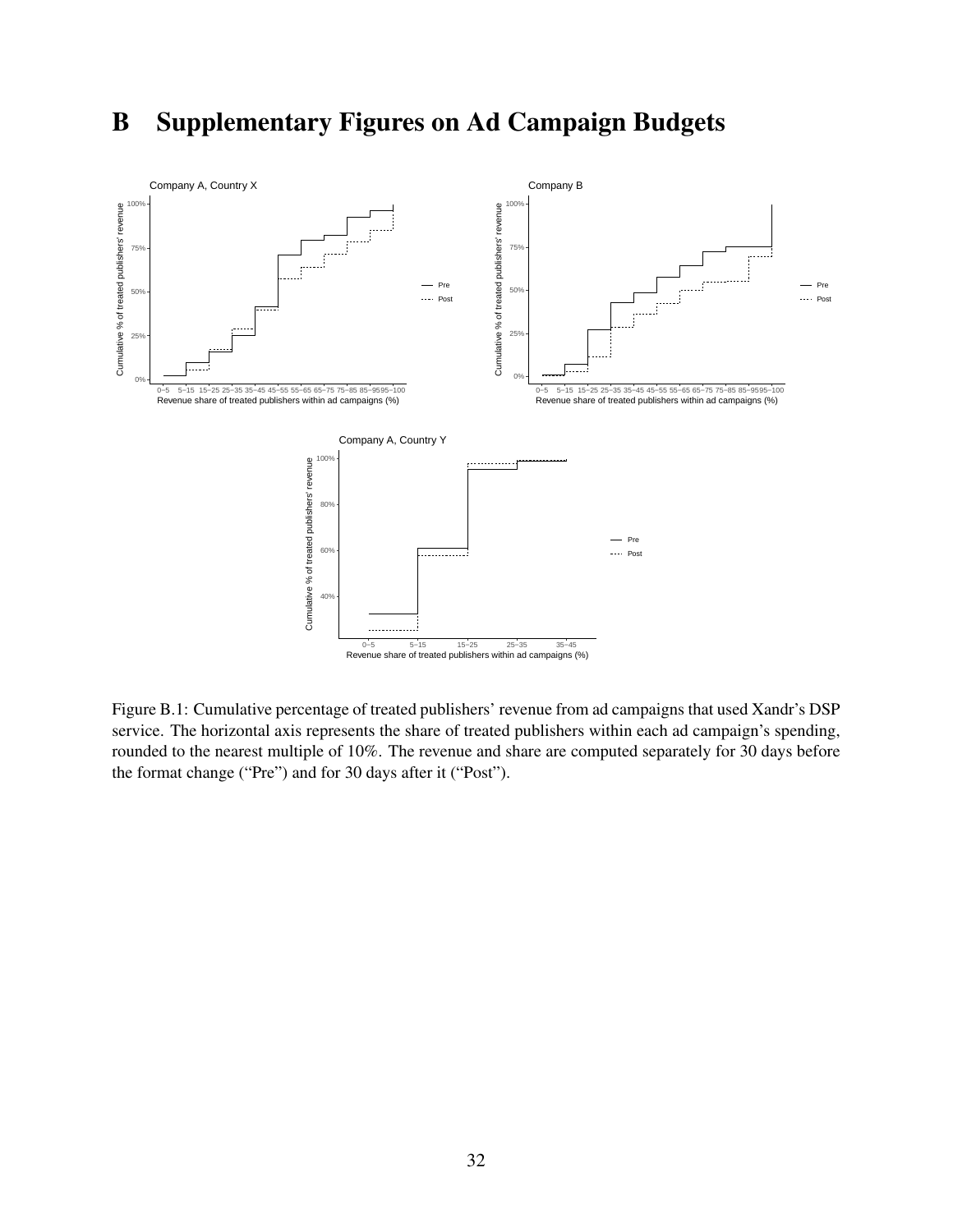# B Supplementary Figures on Ad Campaign Budgets

Figure B.1: Cumulative percentage of treated publishers' revenue from ad campaigns that used Xandr's DSP service. The horizontal axis represents the share of treated publishers within each ad campaign's spending, rounded to the nearest multiple of 10%. The revenue and share are computed separately for 30 days before the format change ("Pre") and for 30 days after it ("Post").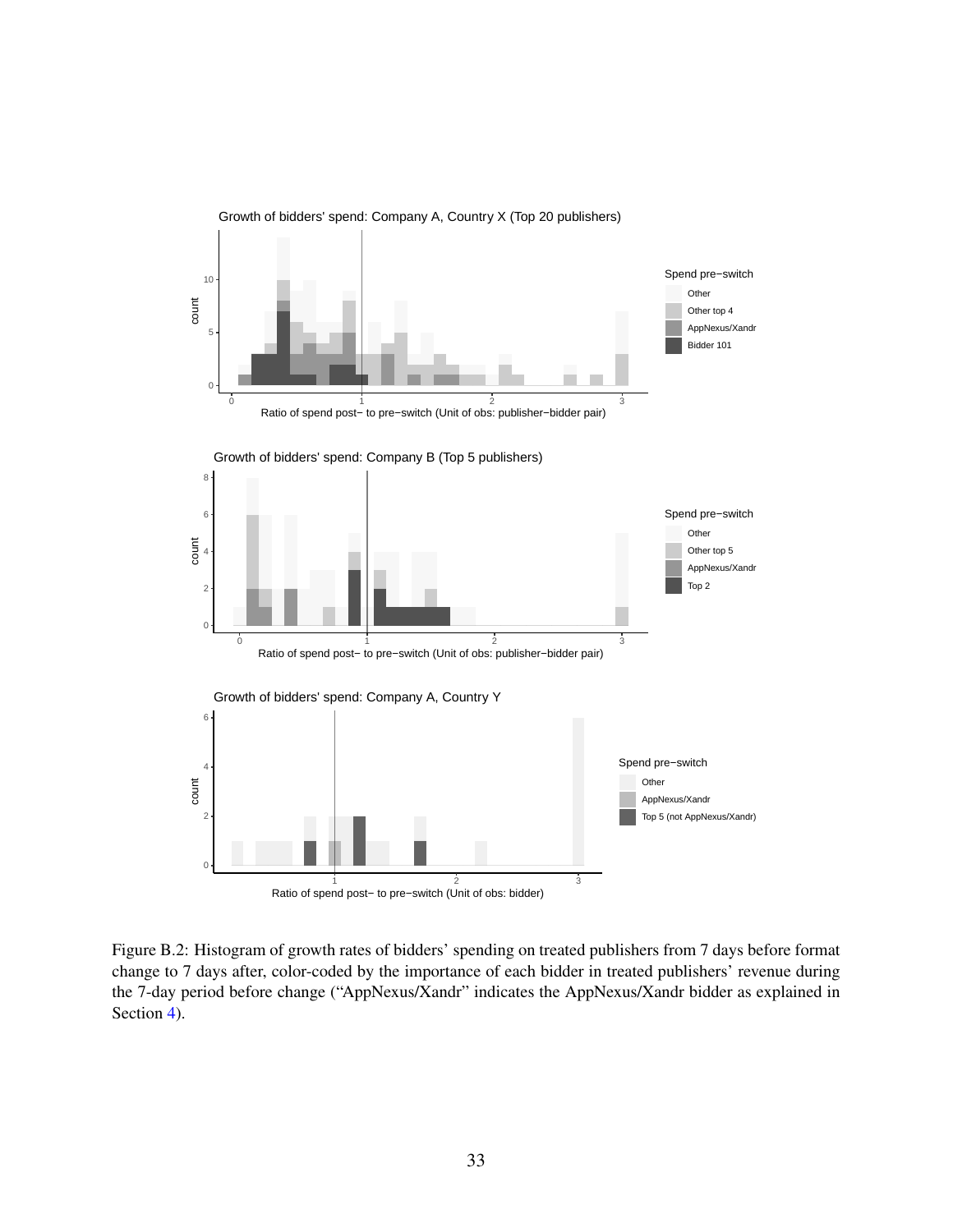Figure B.2: Histogram of growth rates of bidders' spending on treated publishers from 7 days before format change to 7 days after, color-coded by the importance of each bidder in treated publishers' revenue during the 7-day period before change ("AppNexus/Xandr" indicates the AppNexus/Xandr bidder as explained in Section 4).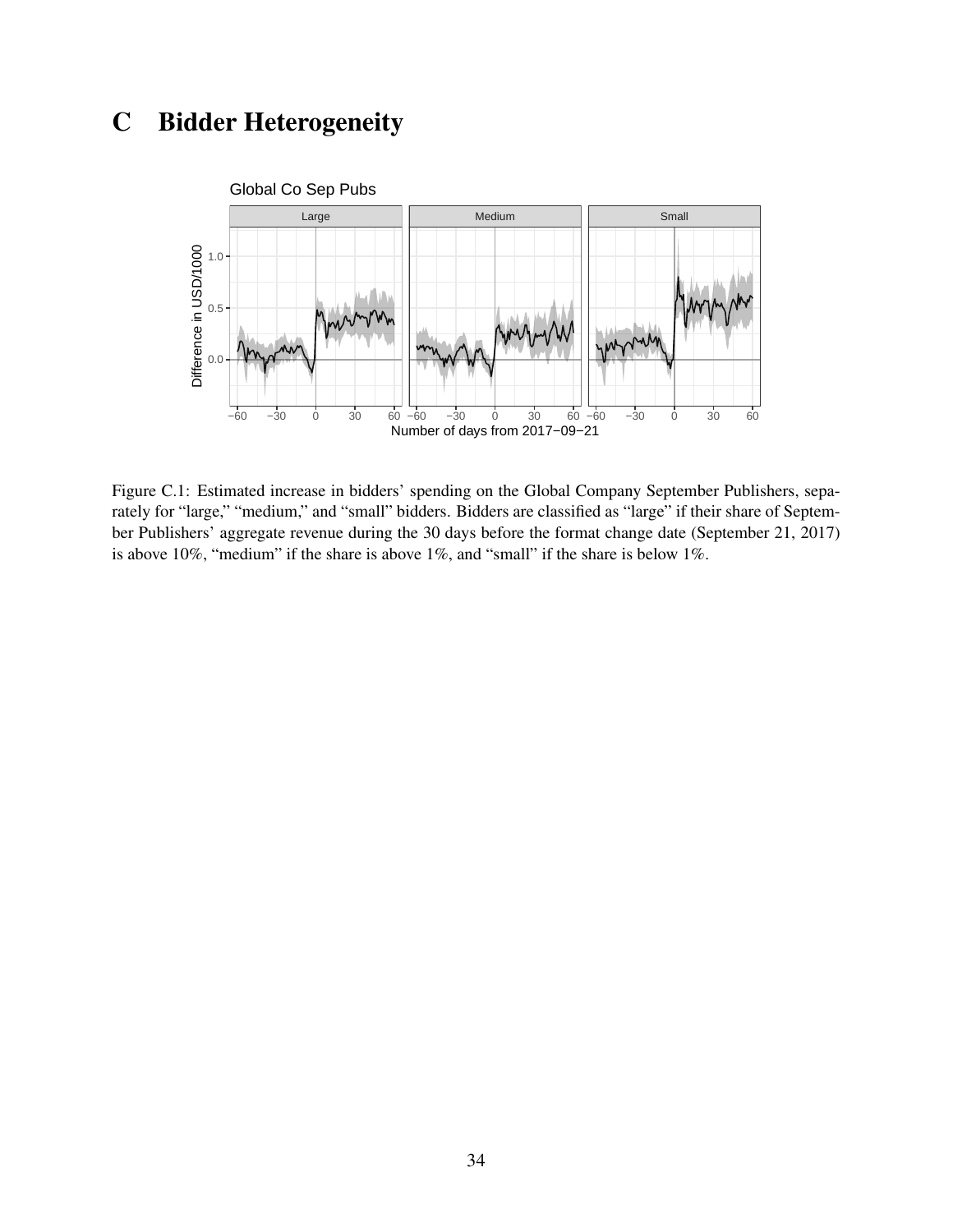# C Bidder Heterogeneity

Figure C.1: Estimated increase in bidders' spending on the Global Company September Publishers, separately for "large," "medium," and "small" bidders. Bidders are classified as "large" if their share of September Publishers' aggregate revenue during the 30 days before the format change date (September 21, 2017) is above 10%, "medium" if the share is above 1%, and "small" if the share is below 1%.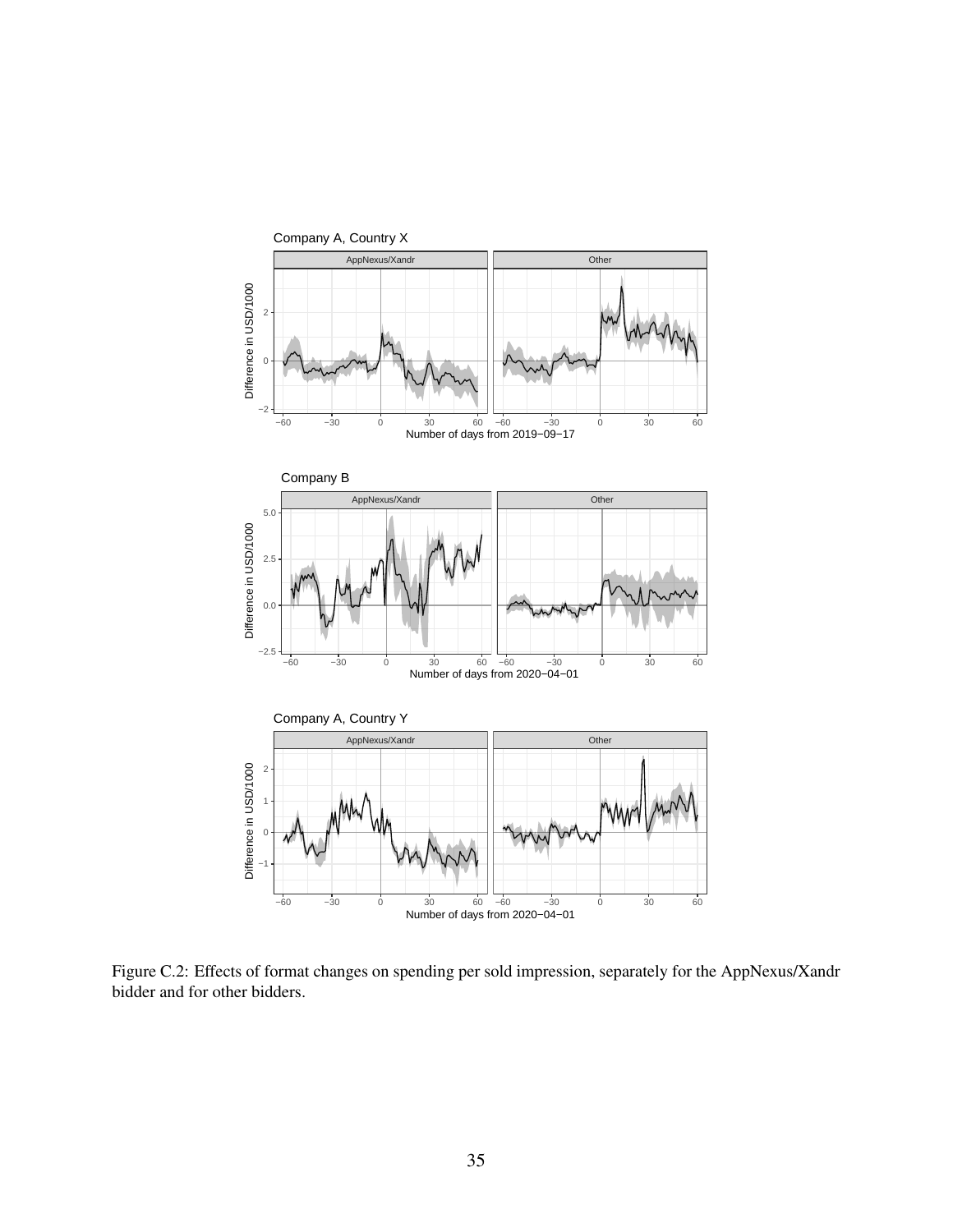Company A, Country X

AppNexus/Xandr

Other

Difference in USD/1000

2

0

−2

−60 −30 0 30 60

Number of days from 2019−09−17

Company B

AppNexus/Xandr

Other

Difference in USD/1000

5.0

2.5

0.0

−2.5

−60 −30 0 30 60

Number of days from 2020−04−01

Company A, Country Y

AppNexus/Xandr

Other

Difference in USD/1000

2

1

0

−1

−60 −30 0 30 60

Number of days from 2020−04−01

Figure C.2: Effects of format changes on spending per sold impression, separately for the AppNexus/Xandr bidder and for other bidders.